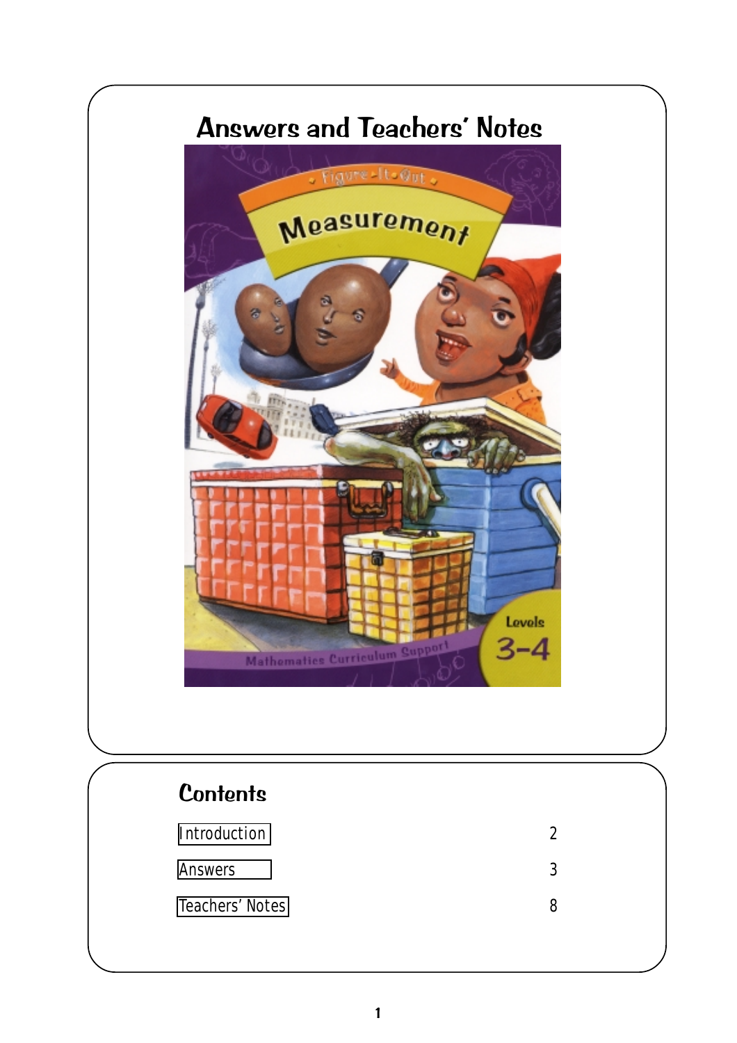# Answers and Teachers' Notes

## Contents

| | |
|---|---|
| Introduction | 2 |
| Answers | 3 |
| Teachers' Notes | 8 |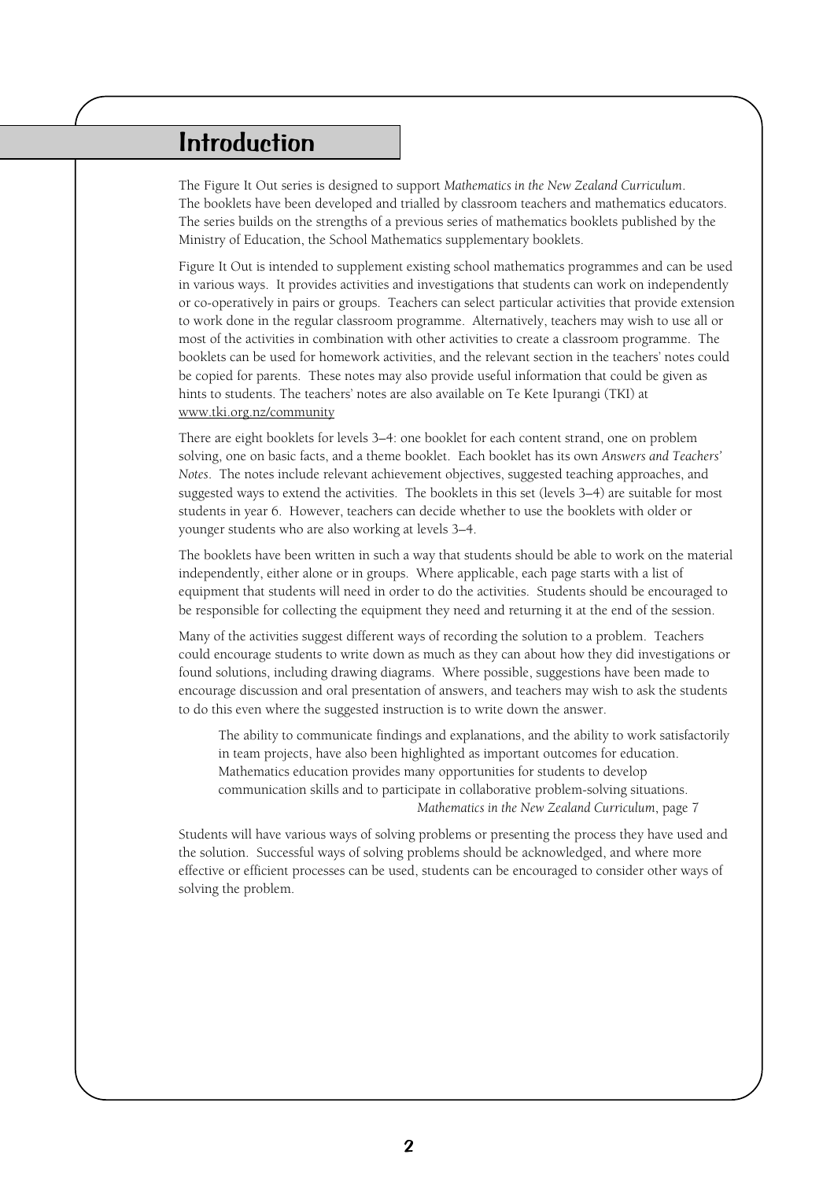# Introduction

The Figure It Out series is designed to support *Mathematics in the New Zealand Curriculum*. The booklets have been developed and trialled by classroom teachers and mathematics educators. The series builds on the strengths of a previous series of mathematics booklets published by the Ministry of Education, the School Mathematics supplementary booklets.

Figure It Out is intended to supplement existing school mathematics programmes and can be used in various ways. It provides activities and investigations that students can work on independently or co-operatively in pairs or groups. Teachers can select particular activities that provide extension to work done in the regular classroom programme. Alternatively, teachers may wish to use all or most of the activities in combination with other activities to create a classroom programme. The booklets can be used for homework activities, and the relevant section in the teachers' notes could be copied for parents. These notes may also provide useful information that could be given as hints to students. The teachers' notes are also available on Te Kete Ipurangi (TKI) at www.tki.org.nz/community

There are eight booklets for levels 3–4: one booklet for each content strand, one on problem solving, one on basic facts, and a theme booklet. Each booklet has its own *Answers and Teachers' Notes*. The notes include relevant achievement objectives, suggested teaching approaches, and suggested ways to extend the activities. The booklets in this set (levels 3–4) are suitable for most students in year 6. However, teachers can decide whether to use the booklets with older or younger students who are also working at levels 3–4.

The booklets have been written in such a way that students should be able to work on the material independently, either alone or in groups. Where applicable, each page starts with a list of equipment that students will need in order to do the activities. Students should be encouraged to be responsible for collecting the equipment they need and returning it at the end of the session.

Many of the activities suggest different ways of recording the solution to a problem. Teachers could encourage students to write down as much as they can about how they did investigations or found solutions, including drawing diagrams. Where possible, suggestions have been made to encourage discussion and oral presentation of answers, and teachers may wish to ask the students to do this even where the suggested instruction is to write down the answer.

> The ability to communicate findings and explanations, and the ability to work satisfactorily in team projects, have also been highlighted as important outcomes for education. Mathematics education provides many opportunities for students to develop communication skills and to participate in collaborative problem-solving situations.
>
> *Mathematics in the New Zealand Curriculum*, page 7

Students will have various ways of solving problems or presenting the process they have used and the solution. Successful ways of solving problems should be acknowledged, and where more effective or efficient processes can be used, students can be encouraged to consider other ways of solving the problem.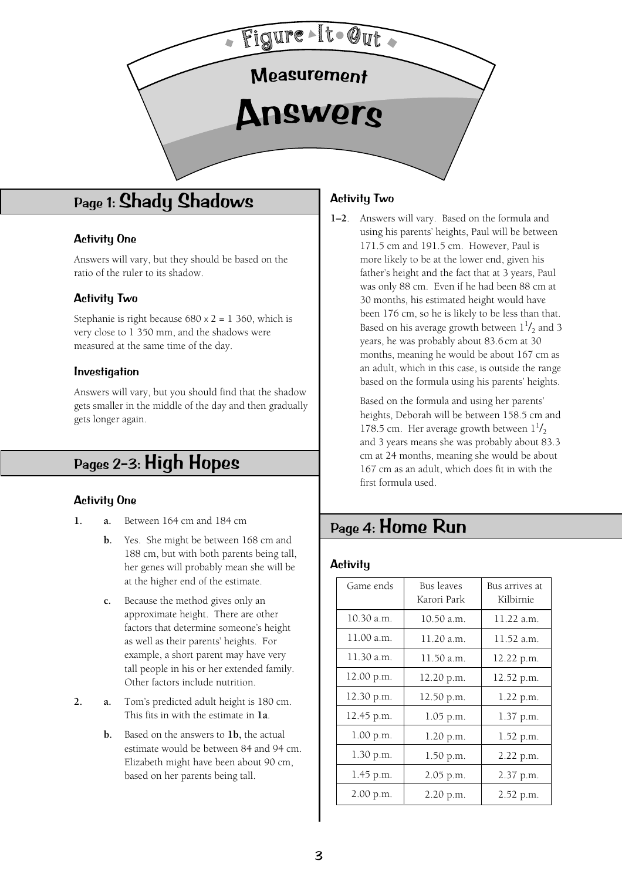# Figure It Out

## Measurement

# Answers

## Page 1: Shady Shadows

### Activity One

Answers will vary, but they should be based on the ratio of the ruler to its shadow.

### Activity Two

Stephanie is right because 680 x 2 = 1 360, which is very close to 1 350 mm, and the shadows were measured at the same time of the day.

### Investigation

Answers will vary, but you should find that the shadow gets smaller in the middle of the day and then gradually gets longer again.

## Pages 2–3: High Hopes

### Activity One

1. **a.** Between 164 cm and 184 cm

   **b.** Yes. She might be between 168 cm and 188 cm, but with both parents being tall, her genes will probably mean she will be at the higher end of the estimate.

   **c.** Because the method gives only an approximate height. There are other factors that determine someone's height as well as their parents' heights. For example, a short parent may have very tall people in his or her extended family. Other factors include nutrition.

2. **a.** Tom's predicted adult height is 180 cm. This fits in with the estimate in **1a**.

   **b.** Based on the answers to **1b,** the actual estimate would be between 84 and 94 cm. Elizabeth might have been about 90 cm, based on her parents being tall.

### Activity Two

**1–2**. Answers will vary. Based on the formula and using his parents' heights, Paul will be between 171.5 cm and 191.5 cm. However, Paul is more likely to be at the lower end, given his father's height and the fact that at 3 years, Paul was only 88 cm. Even if he had been 88 cm at 30 months, his estimated height would have been 176 cm, so he is likely to be less than that. Based on his average growth between $1\frac{1}{2}$ and 3 years, he was probably about 83.6 cm at 30 months, meaning he would be about 167 cm as an adult, which in this case, is outside the range based on the formula using his parents' heights.

Based on the formula and using her parents' heights, Deborah will be between 158.5 cm and 178.5 cm. Her average growth between $1\frac{1}{2}$ and 3 years means she was probably about 83.3 cm at 24 months, meaning she would be about 167 cm as an adult, which does fit in with the first formula used.

## Page 4: Home Run

### Activity

| Game ends | Bus leaves Karori Park | Bus arrives at Kilbirnie |
|---|---|---|
| 10.30 a.m. | 10.50 a.m. | 11.22 a.m. |
| 11.00 a.m. | 11.20 a.m. | 11.52 a.m. |
| 11.30 a.m. | 11.50 a.m. | 12.22 p.m. |
| 12.00 p.m. | 12.20 p.m. | 12.52 p.m. |
| 12.30 p.m. | 12.50 p.m. | 1.22 p.m. |
| 12.45 p.m. | 1.05 p.m. | 1.37 p.m. |
| 1.00 p.m. | 1.20 p.m. | 1.52 p.m. |
| 1.30 p.m. | 1.50 p.m. | 2.22 p.m. |
| 1.45 p.m. | 2.05 p.m. | 2.37 p.m. |
| 2.00 p.m. | 2.20 p.m. | 2.52 p.m. |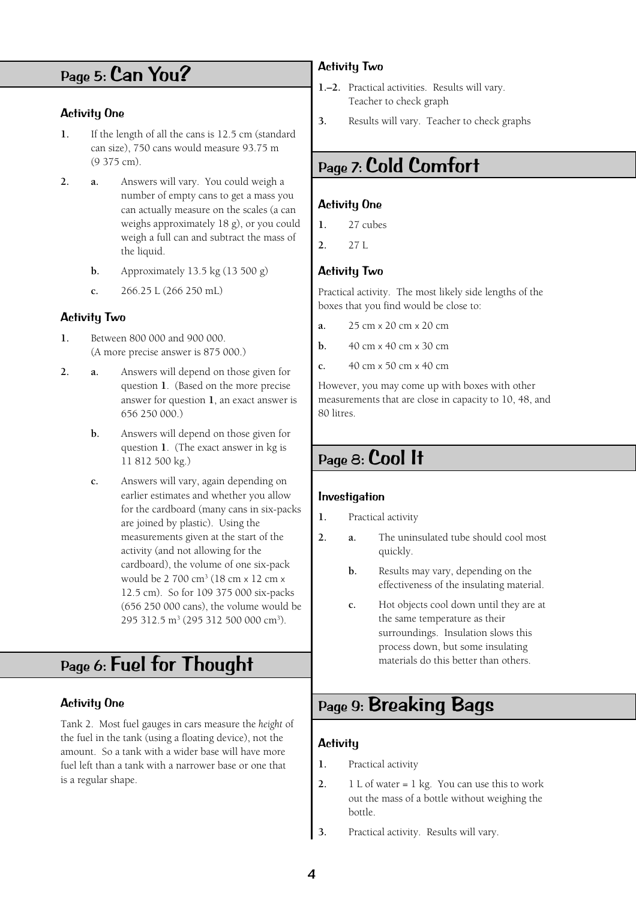## Page 5: Can You?

### Activity One

1. If the length of all the cans is 12.5 cm (standard can size), 750 cans would measure 93.75 m (9 375 cm).
2. **a.** Answers will vary. You could weigh a number of empty cans to get a mass you can actually measure on the scales (a can weighs approximately 18 g), or you could weigh a full can and subtract the mass of the liquid.

   **b.** Approximately 13.5 kg (13 500 g)

   **c.** 266.25 L (266 250 mL)

### Activity Two

1. Between 800 000 and 900 000. (A more precise answer is 875 000.)
2. **a.** Answers will depend on those given for question **1**. (Based on the more precise answer for question **1**, an exact answer is 656 250 000.)

   **b.** Answers will depend on those given for question **1**. (The exact answer in kg is 11 812 500 kg.)

   **c.** Answers will vary, again depending on earlier estimates and whether you allow for the cardboard (many cans in six-packs are joined by plastic). Using the measurements given at the start of the activity (and not allowing for the cardboard), the volume of one six-pack would be 2 700 $cm^3$ (18 cm x 12 cm x 12.5 cm). So for 109 375 000 six-packs (656 250 000 cans), the volume would be 295 312.5 $m^3$ (295 312 500 000 $cm^3$).

## Page 6: Fuel for Thought

### Activity One

Tank 2. Most fuel gauges in cars measure the *height* of the fuel in the tank (using a floating device), not the amount. So a tank with a wider base will have more fuel left than a tank with a narrower base or one that is a regular shape.

### Activity Two

**1.–2.** Practical activities. Results will vary. Teacher to check graph

**3.** Results will vary. Teacher to check graphs

## Page 7: Cold Comfort

### Activity One

1. 27 cubes
2. 27 L

### Activity Two

Practical activity. The most likely side lengths of the boxes that you find would be close to:

**a.** 25 cm x 20 cm x 20 cm

**b.** 40 cm x 40 cm x 30 cm

**c.** 40 cm x 50 cm x 40 cm

However, you may come up with boxes with other measurements that are close in capacity to 10, 48, and 80 litres.

## Page 8: Cool It

### Investigation

1. Practical activity
2. **a.** The uninsulated tube should cool most quickly.

   **b.** Results may vary, depending on the effectiveness of the insulating material.

   **c.** Hot objects cool down until they are at the same temperature as their surroundings. Insulation slows this process down, but some insulating materials do this better than others.

## Page 9: Breaking Bags

### Activity

1. Practical activity
2. 1 L of water = 1 kg. You can use this to work out the mass of a bottle without weighing the bottle.
3. Practical activity. Results will vary.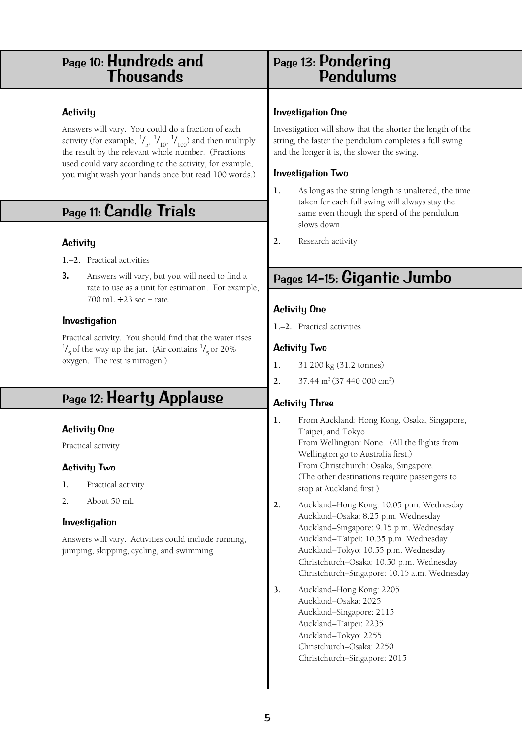## Page 10: Hundreds and Thousands

### Activity

Answers will vary. You could do a fraction of each activity (for example, $^1/_5$, $^1/_{10}$, $^1/_{100}$) and then multiply the result by the relevant whole number. (Fractions used could vary according to the activity, for example, you might wash your hands once but read 100 words.)

## Page 11: Candle Trials

### Activity

**1.–2.** Practical activities

**3.** Answers will vary, but you will need to find a rate to use as a unit for estimation. For example, 700 mL ÷ 23 sec = rate.

### Investigation

Practical activity. You should find that the water rises $^1/_5$ of the way up the jar. (Air contains $^1/_5$ or 20% oxygen. The rest is nitrogen.)

## Page 12: Hearty Applause

### Activity One

Practical activity

### Activity Two

1. Practical activity
2. About 50 mL

### Investigation

Answers will vary. Activities could include running, jumping, skipping, cycling, and swimming.

## Page 13: Pondering Pendulums

### Investigation One

Investigation will show that the shorter the length of the string, the faster the pendulum completes a full swing and the longer it is, the slower the swing.

### Investigation Two

1. As long as the string length is unaltered, the time taken for each full swing will always stay the same even though the speed of the pendulum slows down.
2. Research activity

## Pages 14–15: Gigantic Jumbo

### Activity One

**1.–2.** Practical activities

### Activity Two

1. 31 200 kg (31.2 tonnes)
2. 37.44 $m^3$ (37 440 000 $cm^3$)

### Activity Three

1. From Auckland: Hong Kong, Osaka, Singapore, T´aipei, and Tokyo
   From Wellington: None. (All the flights from Wellington go to Australia first.)
   From Christchurch: Osaka, Singapore.
   (The other destinations require passengers to stop at Auckland first.)
2. Auckland–Hong Kong: 10.05 p.m. Wednesday
   Auckland–Osaka: 8.25 p.m. Wednesday
   Auckland–Singapore: 9.15 p.m. Wednesday
   Auckland–T´aipei: 10.35 p.m. Wednesday
   Auckland–Tokyo: 10.55 p.m. Wednesday
   Christchurch–Osaka: 10.50 p.m. Wednesday
   Christchurch–Singapore: 10.15 a.m. Wednesday
3. Auckland–Hong Kong: 2205
   Auckland–Osaka: 2025
   Auckland–Singapore: 2115
   Auckland–T´aipei: 2235
   Auckland–Tokyo: 2255
   Christchurch–Osaka: 2250
   Christchurch–Singapore: 2015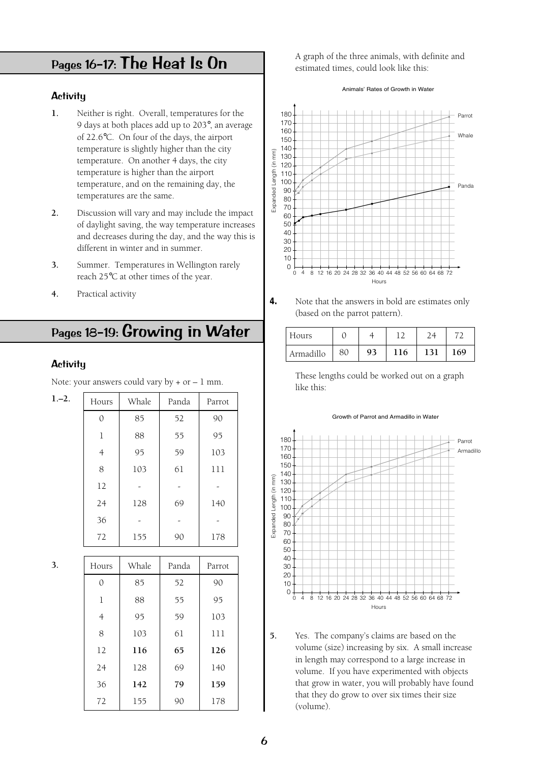## Pages 16–17: The Heat Is On

### Activity

1. Neither is right. Overall, temperatures for the 9 days at both places add up to 203°, an average of 22.6°C. On four of the days, the airport temperature is slightly higher than the city temperature. On another 4 days, the city temperature is higher than the airport temperature, and on the remaining day, the temperatures are the same.
2. Discussion will vary and may include the impact of daylight saving, the way temperature increases and decreases during the day, and the way this is different in winter and in summer.
3. Summer. Temperatures in Wellington rarely reach 25°C at other times of the year.
4. Practical activity

## Pages 18–19: Growing in Water

### Activity

Note: your answers could vary by + or – 1 mm.

1.–2.

| Hours | Whale | Panda | Parrot |
|---|---|---|---|
| 0 | 85 | 52 | 90 |
| 1 | 88 | 55 | 95 |
| 4 | 95 | 59 | 103 |
| 8 | 103 | 61 | 111 |
| 12 | - | - | - |
| 24 | 128 | 69 | 140 |
| 36 | - | - | - |
| 72 | 155 | 90 | 178 |

3.

| Hours | Whale | Panda | Parrot |
|---|---|---|---|
| 0 | 85 | 52 | 90 |
| 1 | 88 | 55 | 95 |
| 4 | 95 | 59 | 103 |
| 8 | 103 | 61 | 111 |
| 12 | **116** | **65** | **126** |
| 24 | 128 | 69 | 140 |
| 36 | **142** | **79** | **159** |
| 72 | 155 | 90 | 178 |

A graph of the three animals, with definite and estimated times, could look like this:

Animals' Rates of Growth in Water

4. Note that the answers in bold are estimates only (based on the parrot pattern).

| Hours | 0 | 4 | 12 | 24 | 72 |
|---|---|---|---|---|---|
| Armadillo | 80 | **93** | **116** | **131** | **169** |

These lengths could be worked out on a graph like this:

Growth of Parrot and Armadillo in Water

5. Yes. The company's claims are based on the volume (size) increasing by six. A small increase in length may correspond to a large increase in volume. If you have experimented with objects that grow in water, you will probably have found that they do grow to over six times their size (volume).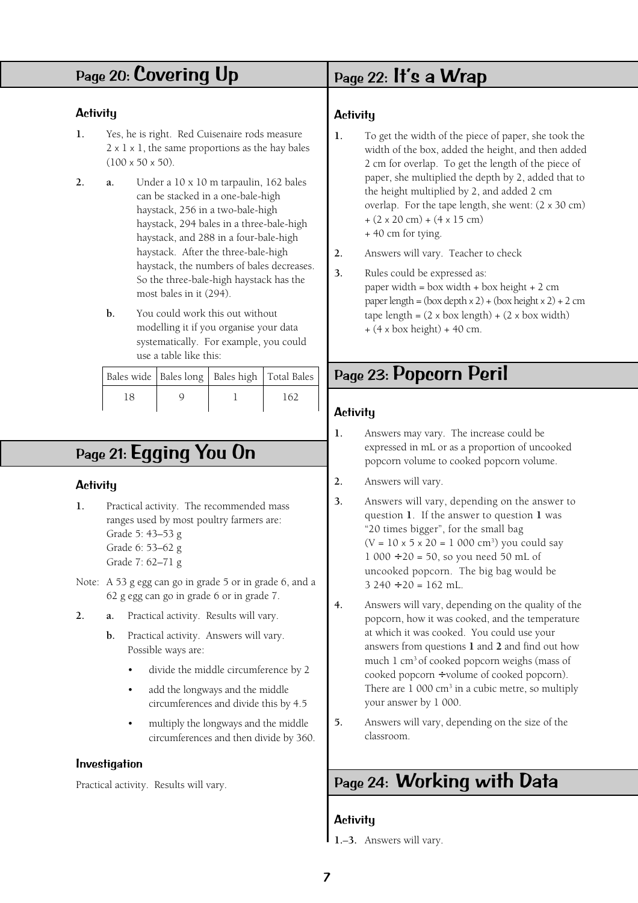## Page 20: Covering Up

### Activity

1. Yes, he is right. Red Cuisenaire rods measure 2 x 1 x 1, the same proportions as the hay bales (100 x 50 x 50).

2. a. Under a 10 x 10 m tarpaulin, 162 bales can be stacked in a one-bale-high haystack, 256 in a two-bale-high haystack, 294 bales in a three-bale-high haystack, and 288 in a four-bale-high haystack. After the three-bale-high haystack, the numbers of bales decreases. So the three-bale-high haystack has the most bales in it (294).

   b. You could work this out without modelling it if you organise your data systematically. For example, you could use a table like this:

| Bales wide | Bales long | Bales high | Total Bales |
|---|---|---|---|
| 18 | 9 | 1 | 162 |

## Page 21: Egging You On

### Activity

1. Practical activity. The recommended mass ranges used by most poultry farmers are:
   Grade 5: 43–53 g
   Grade 6: 53–62 g
   Grade 7: 62–71 g

Note: A 53 g egg can go in grade 5 or in grade 6, and a 62 g egg can go in grade 6 or in grade 7.

2. a. Practical activity. Results will vary.

   b. Practical activity. Answers will vary. Possible ways are:
   - divide the middle circumference by 2
   - add the longways and the middle circumferences and divide this by 4.5
   - multiply the longways and the middle circumferences and then divide by 360.

### Investigation

Practical activity. Results will vary.

## Page 22: It's a Wrap

### Activity

1. To get the width of the piece of paper, she took the width of the box, added the height, and then added 2 cm for overlap. To get the length of the piece of paper, she multiplied the depth by 2, added that to the height multiplied by 2, and added 2 cm overlap. For the tape length, she went: (2 x 30 cm) + (2 x 20 cm) + (4 x 15 cm) + 40 cm for tying.

2. Answers will vary. Teacher to check

3. Rules could be expressed as:
   paper width = box width + box height + 2 cm
   paper length = (box depth x 2) + (box height x 2) + 2 cm
   tape length = (2 x box length) + (2 x box width) + (4 x box height) + 40 cm.

## Page 23: Popcorn Peril

### Activity

1. Answers may vary. The increase could be expressed in mL or as a proportion of uncooked popcorn volume to cooked popcorn volume.

2. Answers will vary.

3. Answers will vary, depending on the answer to question **1**. If the answer to question **1** was "20 times bigger", for the small bag ($V = 10 \times 5 \times 20 = 1\,000 \text{ cm}^3$) you could say $1\,000 \div 20 = 50$, so you need 50 mL of uncooked popcorn. The big bag would be $3\,240 \div 20 = 162$ mL.

4. Answers will vary, depending on the quality of the popcorn, how it was cooked, and the temperature at which it was cooked. You could use your answers from questions **1** and **2** and find out how much 1 $\text{cm}^3$ of cooked popcorn weighs (mass of cooked popcorn ÷ volume of cooked popcorn). There are 1 000 $\text{cm}^3$ in a cubic metre, so multiply your answer by 1 000.

5. Answers will vary, depending on the size of the classroom.

## Page 24: Working with Data

### Activity

1.–3. Answers will vary.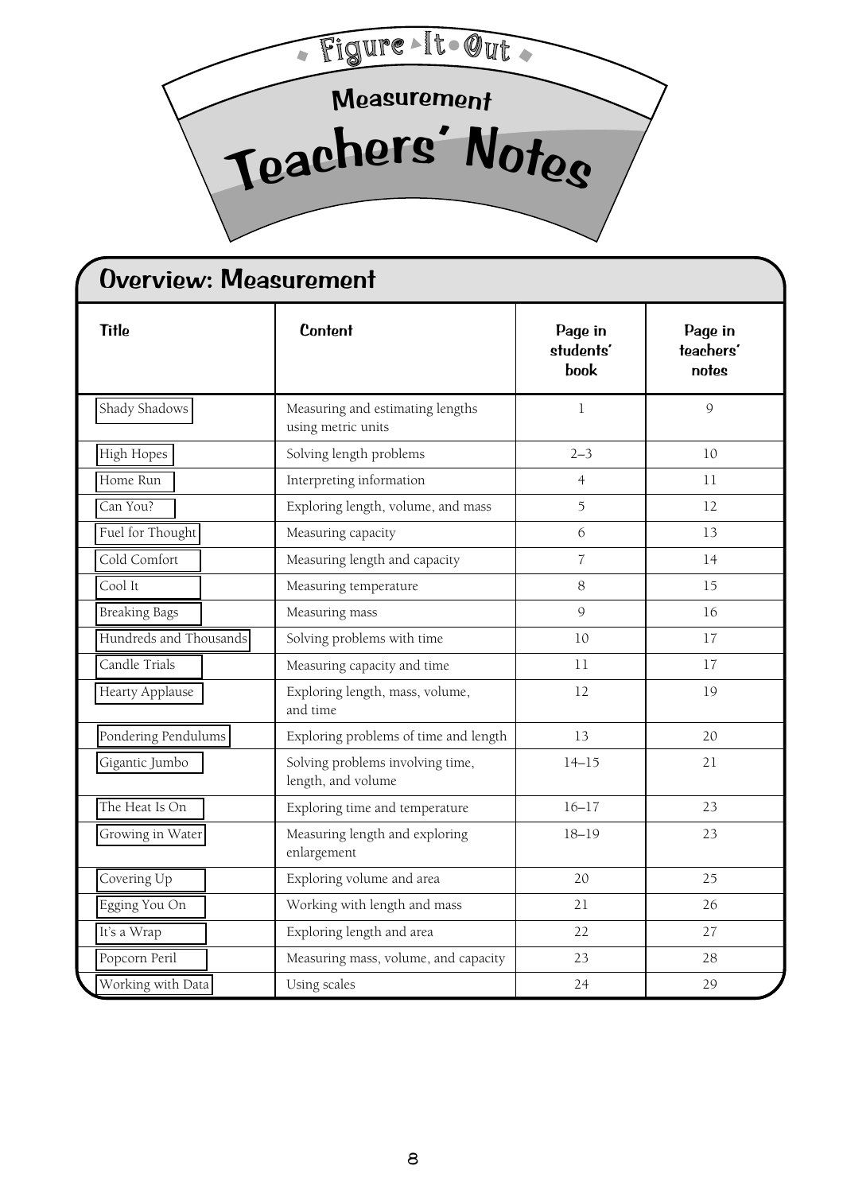# Figure It Out

## Measurement

# Teachers' Notes

## Overview: Measurement

| Title | Content | Page in students' book | Page in teachers' notes |
|---|---|---|---|
| Shady Shadows | Measuring and estimating lengths using metric units | 1 | 9 |
| High Hopes | Solving length problems | 2–3 | 10 |
| Home Run | Interpreting information | 4 | 11 |
| Can You? | Exploring length, volume, and mass | 5 | 12 |
| Fuel for Thought | Measuring capacity | 6 | 13 |
| Cold Comfort | Measuring length and capacity | 7 | 14 |
| Cool It | Measuring temperature | 8 | 15 |
| Breaking Bags | Measuring mass | 9 | 16 |
| Hundreds and Thousands | Solving problems with time | 10 | 17 |
| Candle Trials | Measuring capacity and time | 11 | 17 |
| Hearty Applause | Exploring length, mass, volume, and time | 12 | 19 |
| Pondering Pendulums | Exploring problems of time and length | 13 | 20 |
| Gigantic Jumbo | Solving problems involving time, length, and volume | 14–15 | 21 |
| The Heat Is On | Exploring time and temperature | 16–17 | 23 |
| Growing in Water | Measuring length and exploring enlargement | 18–19 | 23 |
| Covering Up | Exploring volume and area | 20 | 25 |
| Egging You On | Working with length and mass | 21 | 26 |
| It's a Wrap | Exploring length and area | 22 | 27 |
| Popcorn Peril | Measuring mass, volume, and capacity | 23 | 28 |
| Working with Data | Using scales | 24 | 29 |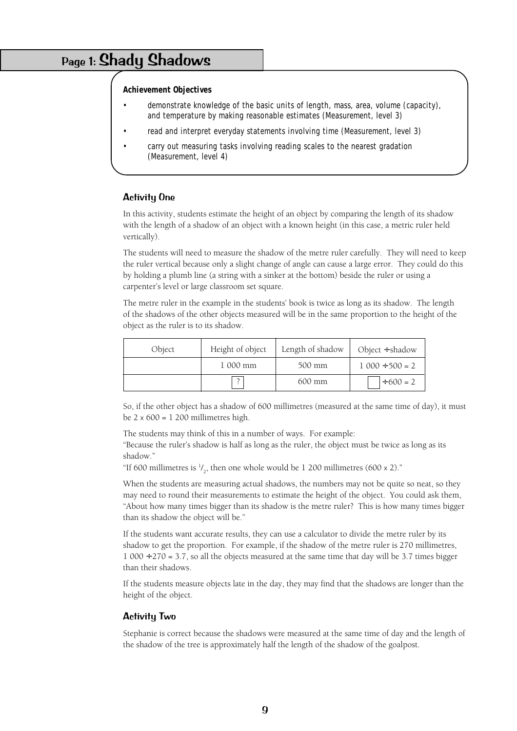# Page 1: Shady Shadows

**Achievement Objectives**

- demonstrate knowledge of the basic units of length, mass, area, volume (capacity), and temperature by making reasonable estimates (Measurement, level 3)
- read and interpret everyday statements involving time (Measurement, level 3)
- carry out measuring tasks involving reading scales to the nearest gradation (Measurement, level 4)

## Activity One

In this activity, students estimate the height of an object by comparing the length of its shadow with the length of a shadow of an object with a known height (in this case, a metric ruler held vertically).

The students will need to measure the shadow of the metre ruler carefully. They will need to keep the ruler vertical because only a slight change of angle can cause a large error. They could do this by holding a plumb line (a string with a sinker at the bottom) beside the ruler or using a carpenter's level or large classroom set square.

The metre ruler in the example in the students' book is twice as long as its shadow. The length of the shadows of the other objects measured will be in the same proportion to the height of the object as the ruler is to its shadow.

| Object | Height of object | Length of shadow | Object ÷ shadow |
|---|---|---|---|
| | 1 000 mm | 500 mm | 1 000 ÷ 500 = 2 |
| | ? | 600 mm | ☐ ÷ 600 = 2 |

So, if the other object has a shadow of 600 millimetres (measured at the same time of day), it must be 2 x 600 = 1 200 millimetres high.

The students may think of this in a number of ways. For example:
"Because the ruler's shadow is half as long as the ruler, the object must be twice as long as its shadow."
"If 600 millimetres is $^1/_2$, then one whole would be 1 200 millimetres (600 x 2)."

When the students are measuring actual shadows, the numbers may not be quite so neat, so they may need to round their measurements to estimate the height of the object. You could ask them, "About how many times bigger than its shadow is the metre ruler? This is how many times bigger than its shadow the object will be."

If the students want accurate results, they can use a calculator to divide the metre ruler by its shadow to get the proportion. For example, if the shadow of the metre ruler is 270 millimetres, 1 000 ÷ 270 = 3.7, so all the objects measured at the same time that day will be 3.7 times bigger than their shadows.

If the students measure objects late in the day, they may find that the shadows are longer than the height of the object.

## Activity Two

Stephanie is correct because the shadows were measured at the same time of day and the length of the shadow of the tree is approximately half the length of the shadow of the goalpost.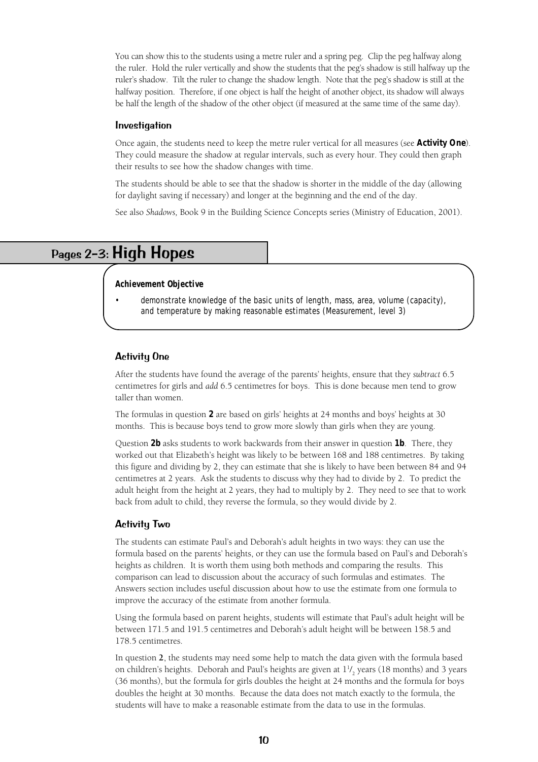You can show this to the students using a metre ruler and a spring peg. Clip the peg halfway along the ruler. Hold the ruler vertically and show the students that the peg's shadow is still halfway up the ruler's shadow. Tilt the ruler to change the shadow length. Note that the peg's shadow is still at the halfway position. Therefore, if one object is half the height of another object, its shadow will always be half the length of the shadow of the other object (if measured at the same time of the same day).

### Investigation

Once again, the students need to keep the metre ruler vertical for all measures (see **Activity One**). They could measure the shadow at regular intervals, such as every hour. They could then graph their results to see how the shadow changes with time.

The students should be able to see that the shadow is shorter in the middle of the day (allowing for daylight saving if necessary) and longer at the beginning and the end of the day.

See also *Shadows,* Book 9 in the Building Science Concepts series (Ministry of Education, 2001).

## Pages 2–3: High Hopes

**Achievement Objective**

- *demonstrate knowledge of the basic units of length, mass, area, volume (capacity), and temperature by making reasonable estimates (Measurement, level 3)*

### Activity One

After the students have found the average of the parents' heights, ensure that they *subtract* 6.5 centimetres for girls and *add* 6.5 centimetres for boys. This is done because men tend to grow taller than women.

The formulas in question **2** are based on girls' heights at 24 months and boys' heights at 30 months. This is because boys tend to grow more slowly than girls when they are young.

Question **2b** asks students to work backwards from their answer in question **1b**. There, they worked out that Elizabeth's height was likely to be between 168 and 188 centimetres. By taking this figure and dividing by 2, they can estimate that she is likely to have been between 84 and 94 centimetres at 2 years. Ask the students to discuss why they had to divide by 2. To predict the adult height from the height at 2 years, they had to multiply by 2. They need to see that to work back from adult to child, they reverse the formula, so they would divide by 2.

### Activity Two

The students can estimate Paul's and Deborah's adult heights in two ways: they can use the formula based on the parents' heights, or they can use the formula based on Paul's and Deborah's heights as children. It is worth them using both methods and comparing the results. This comparison can lead to discussion about the accuracy of such formulas and estimates. The Answers section includes useful discussion about how to use the estimate from one formula to improve the accuracy of the estimate from another formula.

Using the formula based on parent heights, students will estimate that Paul's adult height will be between 171.5 and 191.5 centimetres and Deborah's adult height will be between 158.5 and 178.5 centimetres.

In question **2**, the students may need some help to match the data given with the formula based on children's heights. Deborah and Paul's heights are given at $1\frac{1}{2}$ years (18 months) and 3 years (36 months), but the formula for girls doubles the height at 24 months and the formula for boys doubles the height at 30 months. Because the data does not match exactly to the formula, the students will have to make a reasonable estimate from the data to use in the formulas.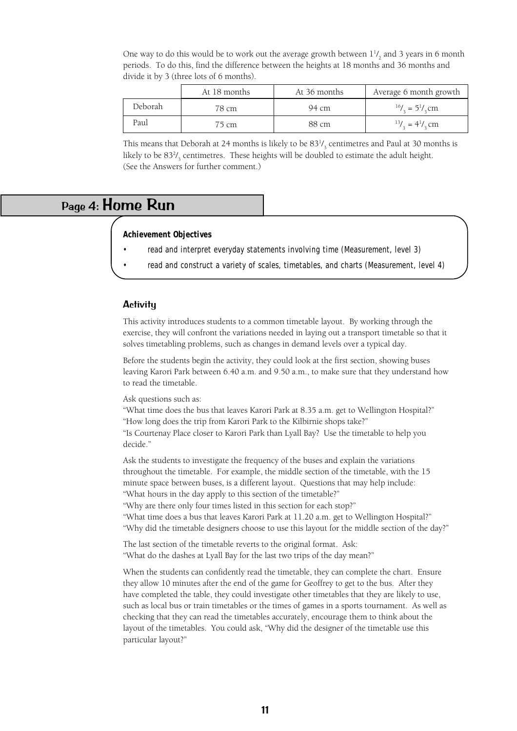One way to do this would be to work out the average growth between $1\frac{1}{2}$ and 3 years in 6 month periods. To do this, find the difference between the heights at 18 months and 36 months and divide it by 3 (three lots of 6 months).

| | At 18 months | At 36 months | Average 6 month growth |
|---|---|---|---|
| Deborah | 78 cm | 94 cm | $^{16}/_{3} = 5^{1}/_{3}$ cm |
| Paul | 75 cm | 88 cm | $^{13}/_{3} = 4^{1}/_{3}$ cm |

This means that Deborah at 24 months is likely to be $83^{1}/_{3}$ centimetres and Paul at 30 months is likely to be $83^{2}/_{3}$ centimetres. These heights will be doubled to estimate the adult height. (See the Answers for further comment.)

## Page 4: Home Run

**Achievement Objectives**

- *read and interpret everyday statements involving time (Measurement, level 3)*
- *read and construct a variety of scales, timetables, and charts (Measurement, level 4)*

### Activity

This activity introduces students to a common timetable layout. By working through the exercise, they will confront the variations needed in laying out a transport timetable so that it solves timetabling problems, such as changes in demand levels over a typical day.

Before the students begin the activity, they could look at the first section, showing buses leaving Karori Park between 6.40 a.m. and 9.50 a.m., to make sure that they understand how to read the timetable.

Ask questions such as:
"What time does the bus that leaves Karori Park at 8.35 a.m. get to Wellington Hospital?"
"How long does the trip from Karori Park to the Kilbirnie shops take?"
"Is Courtenay Place closer to Karori Park than Lyall Bay? Use the timetable to help you decide."

Ask the students to investigate the frequency of the buses and explain the variations throughout the timetable. For example, the middle section of the timetable, with the 15 minute space between buses, is a different layout. Questions that may help include:
"What hours in the day apply to this section of the timetable?"
"Why are there only four times listed in this section for each stop?"
"What time does a bus that leaves Karori Park at 11.20 a.m. get to Wellington Hospital?"
"Why did the timetable designers choose to use this layout for the middle section of the day?"

The last section of the timetable reverts to the original format. Ask:
"What do the dashes at Lyall Bay for the last two trips of the day mean?"

When the students can confidently read the timetable, they can complete the chart. Ensure they allow 10 minutes after the end of the game for Geoffrey to get to the bus. After they have completed the table, they could investigate other timetables that they are likely to use, such as local bus or train timetables or the times of games in a sports tournament. As well as checking that they can read the timetables accurately, encourage them to think about the layout of the timetables. You could ask, "Why did the designer of the timetable use this particular layout?"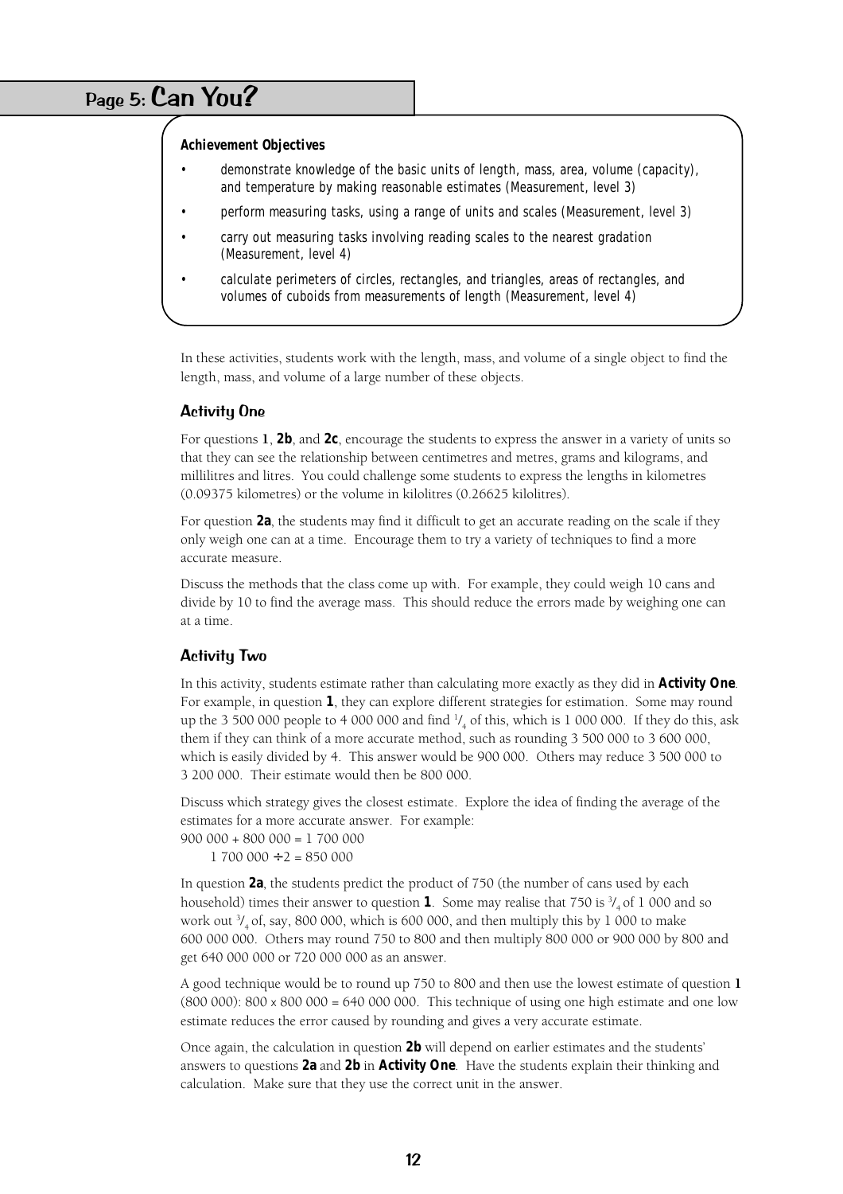# Page 5: Can You?

**Achievement Objectives**

- demonstrate knowledge of the basic units of length, mass, area, volume (capacity), and temperature by making reasonable estimates (Measurement, level 3)
- perform measuring tasks, using a range of units and scales (Measurement, level 3)
- carry out measuring tasks involving reading scales to the nearest gradation (Measurement, level 4)
- calculate perimeters of circles, rectangles, and triangles, areas of rectangles, and volumes of cuboids from measurements of length (Measurement, level 4)

In these activities, students work with the length, mass, and volume of a single object to find the length, mass, and volume of a large number of these objects.

## Activity One

For questions **1**, **2b**, and **2c**, encourage the students to express the answer in a variety of units so that they can see the relationship between centimetres and metres, grams and kilograms, and millilitres and litres. You could challenge some students to express the lengths in kilometres (0.09375 kilometres) or the volume in kilolitres (0.26625 kilolitres).

For question **2a**, the students may find it difficult to get an accurate reading on the scale if they only weigh one can at a time. Encourage them to try a variety of techniques to find a more accurate measure.

Discuss the methods that the class come up with. For example, they could weigh 10 cans and divide by 10 to find the average mass. This should reduce the errors made by weighing one can at a time.

## Activity Two

In this activity, students estimate rather than calculating more exactly as they did in **Activity One**. For example, in question **1**, they can explore different strategies for estimation. Some may round up the 3 500 000 people to 4 000 000 and find $^1/_4$ of this, which is 1 000 000. If they do this, ask them if they can think of a more accurate method, such as rounding 3 500 000 to 3 600 000, which is easily divided by 4. This answer would be 900 000. Others may reduce 3 500 000 to 3 200 000. Their estimate would then be 800 000.

Discuss which strategy gives the closest estimate. Explore the idea of finding the average of the estimates for a more accurate answer. For example:

900 000 + 800 000 = 1 700 000
    1 700 000 ÷ 2 = 850 000

In question **2a**, the students predict the product of 750 (the number of cans used by each household) times their answer to question **1**. Some may realise that 750 is $^3/_4$ of 1 000 and so work out $^3/_4$ of, say, 800 000, which is 600 000, and then multiply this by 1 000 to make 600 000 000. Others may round 750 to 800 and then multiply 800 000 or 900 000 by 800 and get 640 000 000 or 720 000 000 as an answer.

A good technique would be to round up 750 to 800 and then use the lowest estimate of question **1** (800 000): 800 x 800 000 = 640 000 000. This technique of using one high estimate and one low estimate reduces the error caused by rounding and gives a very accurate estimate.

Once again, the calculation in question **2b** will depend on earlier estimates and the students' answers to questions **2a** and **2b** in **Activity One**. Have the students explain their thinking and calculation. Make sure that they use the correct unit in the answer.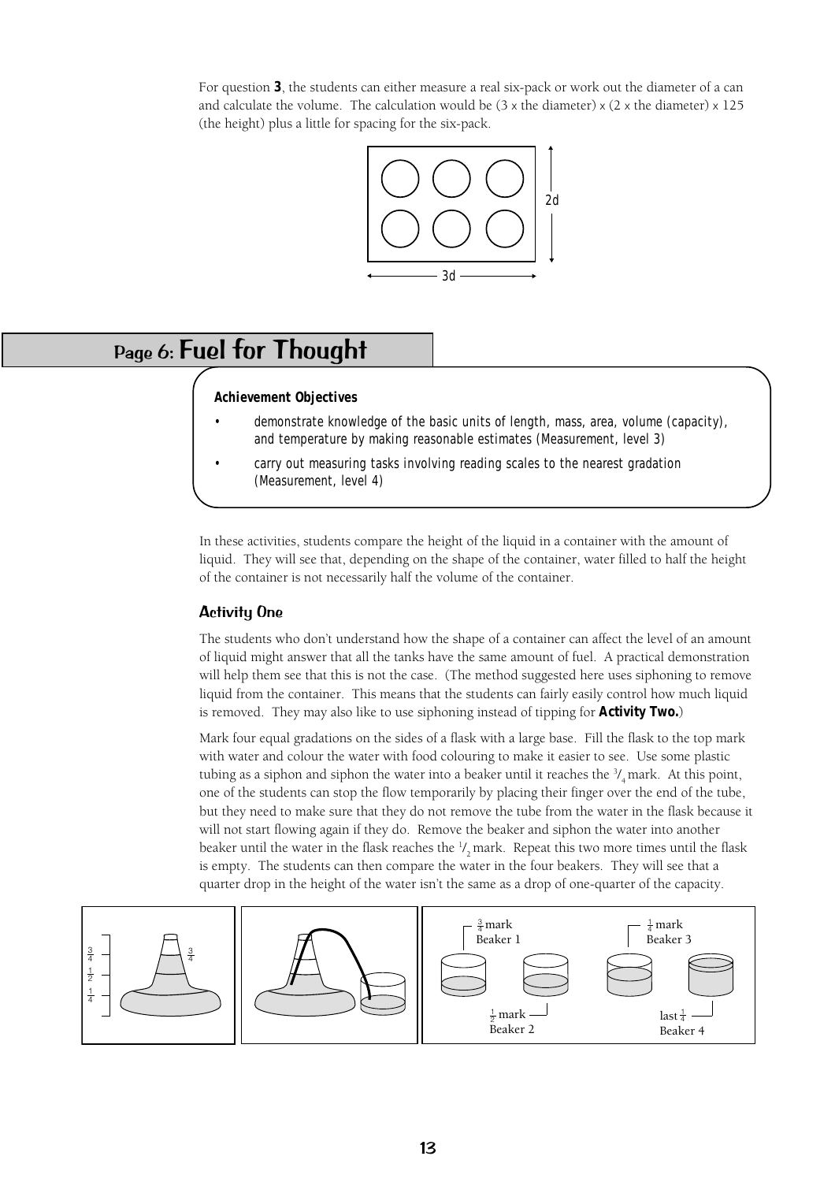For question **3**, the students can either measure a real six-pack or work out the diameter of a can and calculate the volume. The calculation would be (3 x the diameter) x (2 x the diameter) x 125 (the height) plus a little for spacing for the six-pack.

## Page 6: Fuel for Thought

**Achievement Objectives**

- demonstrate knowledge of the basic units of length, mass, area, volume (capacity), and temperature by making reasonable estimates (Measurement, level 3)
- carry out measuring tasks involving reading scales to the nearest gradation (Measurement, level 4)

In these activities, students compare the height of the liquid in a container with the amount of liquid. They will see that, depending on the shape of the container, water filled to half the height of the container is not necessarily half the volume of the container.

### Activity One

The students who don't understand how the shape of a container can affect the level of an amount of liquid might answer that all the tanks have the same amount of fuel. A practical demonstration will help them see that this is not the case. (The method suggested here uses siphoning to remove liquid from the container. This means that the students can fairly easily control how much liquid is removed. They may also like to use siphoning instead of tipping for **Activity Two.**)

Mark four equal gradations on the sides of a flask with a large base. Fill the flask to the top mark with water and colour the water with food colouring to make it easier to see. Use some plastic tubing as a siphon and siphon the water into a beaker until it reaches the $^3/_4$ mark. At this point, one of the students can stop the flow temporarily by placing their finger over the end of the tube, but they need to make sure that they do not remove the tube from the water in the flask because it will not start flowing again if they do. Remove the beaker and siphon the water into another beaker until the water in the flask reaches the $^1/_2$ mark. Repeat this two more times until the flask is empty. The students can then compare the water in the four beakers. They will see that a quarter drop in the height of the water isn't the same as a drop of one-quarter of the capacity.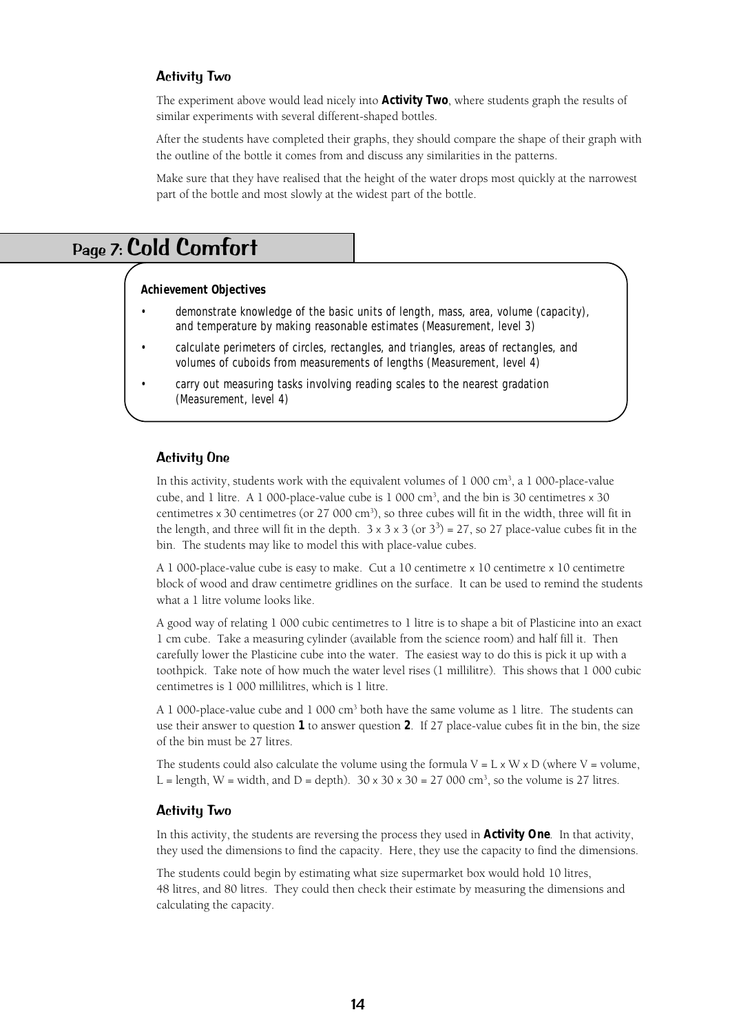### Activity Two

The experiment above would lead nicely into **Activity Two**, where students graph the results of similar experiments with several different-shaped bottles.

After the students have completed their graphs, they should compare the shape of their graph with the outline of the bottle it comes from and discuss any similarities in the patterns.

Make sure that they have realised that the height of the water drops most quickly at the narrowest part of the bottle and most slowly at the widest part of the bottle.

## Page 7: Cold Comfort

**Achievement Objectives**

- demonstrate knowledge of the basic units of length, mass, area, volume (capacity), and temperature by making reasonable estimates (Measurement, level 3)
- calculate perimeters of circles, rectangles, and triangles, areas of rectangles, and volumes of cuboids from measurements of lengths (Measurement, level 4)
- carry out measuring tasks involving reading scales to the nearest gradation (Measurement, level 4)

### Activity One

In this activity, students work with the equivalent volumes of 1 000 $cm^3$, a 1 000-place-value cube, and 1 litre. A 1 000-place-value cube is 1 000 $cm^3$, and the bin is 30 centimetres x 30 centimetres x 30 centimetres (or 27 000 $cm^3$), so three cubes will fit in the width, three will fit in the length, and three will fit in the depth. $3 \times 3 \times 3$ (or $3^3$) = 27, so 27 place-value cubes fit in the bin. The students may like to model this with place-value cubes.

A 1 000-place-value cube is easy to make. Cut a 10 centimetre x 10 centimetre x 10 centimetre block of wood and draw centimetre gridlines on the surface. It can be used to remind the students what a 1 litre volume looks like.

A good way of relating 1 000 cubic centimetres to 1 litre is to shape a bit of Plasticine into an exact 1 cm cube. Take a measuring cylinder (available from the science room) and half fill it. Then carefully lower the Plasticine cube into the water. The easiest way to do this is pick it up with a toothpick. Take note of how much the water level rises (1 millilitre). This shows that 1 000 cubic centimetres is 1 000 millilitres, which is 1 litre.

A 1 000-place-value cube and 1 000 $cm^3$ both have the same volume as 1 litre. The students can use their answer to question **1** to answer question **2**. If 27 place-value cubes fit in the bin, the size of the bin must be 27 litres.

The students could also calculate the volume using the formula $V = L \times W \times D$ (where V = volume, L = length, W = width, and D = depth). $30 \times 30 \times 30 = 27\ 000$ $cm^3$, so the volume is 27 litres.

### Activity Two

In this activity, the students are reversing the process they used in **Activity One**. In that activity, they used the dimensions to find the capacity. Here, they use the capacity to find the dimensions.

The students could begin by estimating what size supermarket box would hold 10 litres, 48 litres, and 80 litres. They could then check their estimate by measuring the dimensions and calculating the capacity.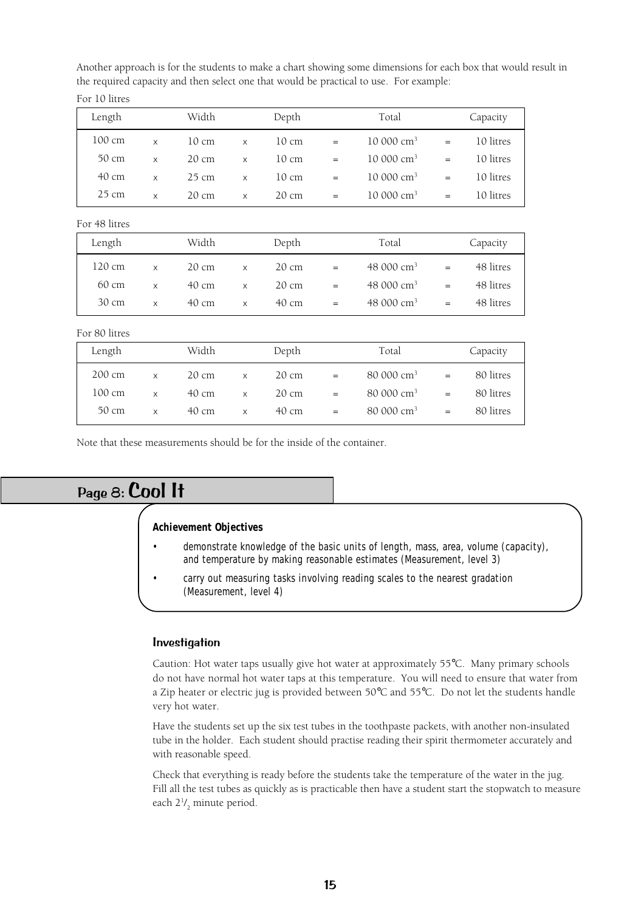Another approach is for the students to make a chart showing some dimensions for each box that would result in the required capacity and then select one that would be practical to use. For example:

For 10 litres

| Length | | Width | | Depth | | Total | | Capacity |
|---|---|---|---|---|---|---|---|---|
| 100 cm | x | 10 cm | x | 10 cm | = | 10 000 $cm^3$ | = | 10 litres |
| 50 cm | x | 20 cm | x | 10 cm | = | 10 000 $cm^3$ | = | 10 litres |
| 40 cm | x | 25 cm | x | 10 cm | = | 10 000 $cm^3$ | = | 10 litres |
| 25 cm | x | 20 cm | x | 20 cm | = | 10 000 $cm^3$ | = | 10 litres |

For 48 litres

| Length | | Width | | Depth | | Total | | Capacity |
|---|---|---|---|---|---|---|---|---|
| 120 cm | x | 20 cm | x | 20 cm | = | 48 000 $cm^3$ | = | 48 litres |
| 60 cm | x | 40 cm | x | 20 cm | = | 48 000 $cm^3$ | = | 48 litres |
| 30 cm | x | 40 cm | x | 40 cm | = | 48 000 $cm^3$ | = | 48 litres |

For 80 litres

| Length | | Width | | Depth | | Total | | Capacity |
|---|---|---|---|---|---|---|---|---|
| 200 cm | x | 20 cm | x | 20 cm | = | 80 000 $cm^3$ | = | 80 litres |
| 100 cm | x | 40 cm | x | 20 cm | = | 80 000 $cm^3$ | = | 80 litres |
| 50 cm | x | 40 cm | x | 40 cm | = | 80 000 $cm^3$ | = | 80 litres |

Note that these measurements should be for the inside of the container.

## Page 8: Cool It

**Achievement Objectives**

- demonstrate knowledge of the basic units of length, mass, area, volume (capacity), and temperature by making reasonable estimates (Measurement, level 3)
- carry out measuring tasks involving reading scales to the nearest gradation (Measurement, level 4)

### Investigation

Caution: Hot water taps usually give hot water at approximately 55°C. Many primary schools do not have normal hot water taps at this temperature. You will need to ensure that water from a Zip heater or electric jug is provided between 50°C and 55°C. Do not let the students handle very hot water.

Have the students set up the six test tubes in the toothpaste packets, with another non-insulated tube in the holder. Each student should practise reading their spirit thermometer accurately and with reasonable speed.

Check that everything is ready before the students take the temperature of the water in the jug. Fill all the test tubes as quickly as is practicable then have a student start the stopwatch to measure each $2^1/_2$ minute period.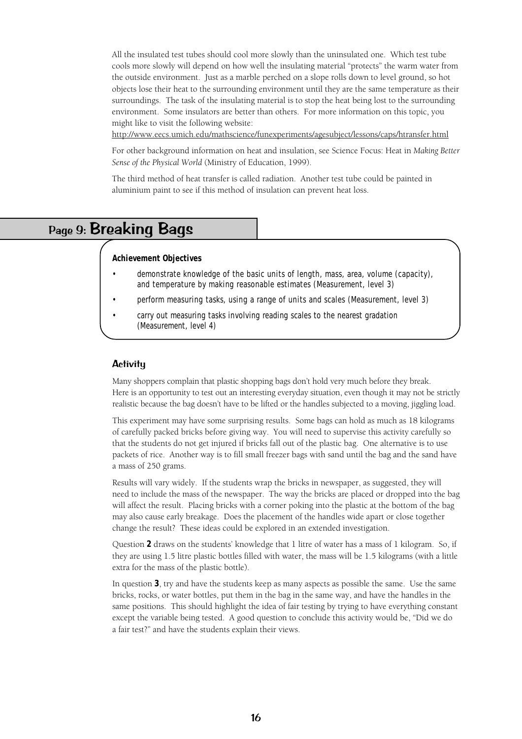All the insulated test tubes should cool more slowly than the uninsulated one. Which test tube cools more slowly will depend on how well the insulating material "protects" the warm water from the outside environment. Just as a marble perched on a slope rolls down to level ground, so hot objects lose their heat to the surrounding environment until they are the same temperature as their surroundings. The task of the insulating material is to stop the heat being lost to the surrounding environment. Some insulators are better than others. For more information on this topic, you might like to visit the following website:
http://www.eecs.umich.edu/mathscience/funexperiments/agesubject/lessons/caps/htransfer.html

For other background information on heat and insulation, see Science Focus: Heat in *Making Better Sense of the Physical World* (Ministry of Education, 1999).

The third method of heat transfer is called radiation. Another test tube could be painted in aluminium paint to see if this method of insulation can prevent heat loss.

## Page 9: Breaking Bags

**Achievement Objectives**

- demonstrate knowledge of the basic units of length, mass, area, volume (capacity), and temperature by making reasonable estimates (Measurement, level 3)
- perform measuring tasks, using a range of units and scales (Measurement, level 3)
- carry out measuring tasks involving reading scales to the nearest gradation (Measurement, level 4)

### Activity

Many shoppers complain that plastic shopping bags don't hold very much before they break. Here is an opportunity to test out an interesting everyday situation, even though it may not be strictly realistic because the bag doesn't have to be lifted or the handles subjected to a moving, jiggling load.

This experiment may have some surprising results. Some bags can hold as much as 18 kilograms of carefully packed bricks before giving way. You will need to supervise this activity carefully so that the students do not get injured if bricks fall out of the plastic bag. One alternative is to use packets of rice. Another way is to fill small freezer bags with sand until the bag and the sand have a mass of 250 grams.

Results will vary widely. If the students wrap the bricks in newspaper, as suggested, they will need to include the mass of the newspaper. The way the bricks are placed or dropped into the bag will affect the result. Placing bricks with a corner poking into the plastic at the bottom of the bag may also cause early breakage. Does the placement of the handles wide apart or close together change the result? These ideas could be explored in an extended investigation.

Question **2** draws on the students' knowledge that 1 litre of water has a mass of 1 kilogram. So, if they are using 1.5 litre plastic bottles filled with water, the mass will be 1.5 kilograms (with a little extra for the mass of the plastic bottle).

In question **3**, try and have the students keep as many aspects as possible the same. Use the same bricks, rocks, or water bottles, put them in the bag in the same way, and have the handles in the same positions. This should highlight the idea of fair testing by trying to have everything constant except the variable being tested. A good question to conclude this activity would be, "Did we do a fair test?" and have the students explain their views.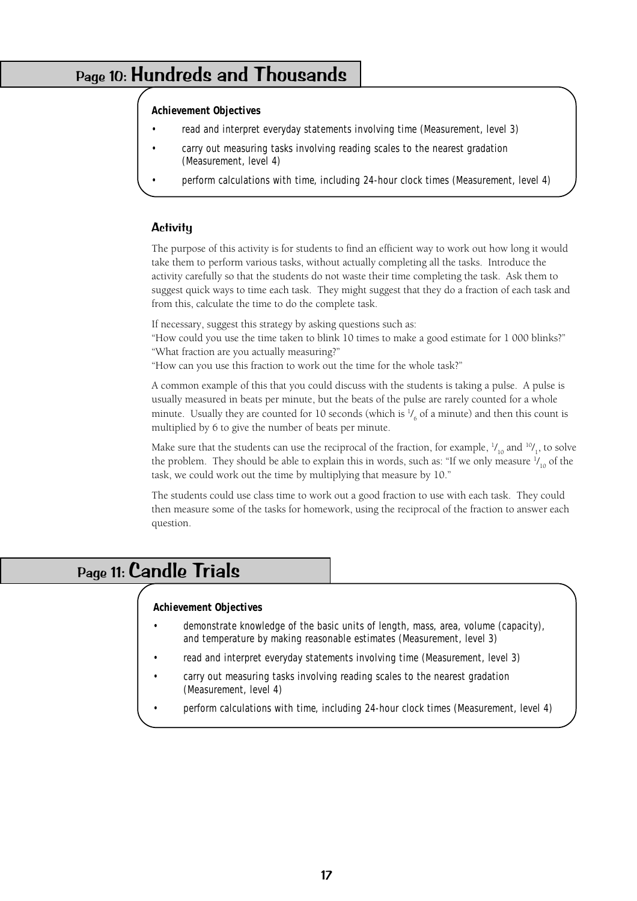## Page 10: Hundreds and Thousands

**Achievement Objectives**

- read and interpret everyday statements involving time (Measurement, level 3)
- carry out measuring tasks involving reading scales to the nearest gradation (Measurement, level 4)
- perform calculations with time, including 24-hour clock times (Measurement, level 4)

### Activity

The purpose of this activity is for students to find an efficient way to work out how long it would take them to perform various tasks, without actually completing all the tasks. Introduce the activity carefully so that the students do not waste their time completing the task. Ask them to suggest quick ways to time each task. They might suggest that they do a fraction of each task and from this, calculate the time to do the complete task.

If necessary, suggest this strategy by asking questions such as:
"How could you use the time taken to blink 10 times to make a good estimate for 1 000 blinks?"
"What fraction are you actually measuring?"
"How can you use this fraction to work out the time for the whole task?"

A common example of this that you could discuss with the students is taking a pulse. A pulse is usually measured in beats per minute, but the beats of the pulse are rarely counted for a whole minute. Usually they are counted for 10 seconds (which is $^1/_6$ of a minute) and then this count is multiplied by 6 to give the number of beats per minute.

Make sure that the students can use the reciprocal of the fraction, for example, $^1/_{10}$ and $^{10}/_1$, to solve the problem. They should be able to explain this in words, such as: "If we only measure $^1/_{10}$ of the task, we could work out the time by multiplying that measure by 10."

The students could use class time to work out a good fraction to use with each task. They could then measure some of the tasks for homework, using the reciprocal of the fraction to answer each question.

## Page 11: Candle Trials

**Achievement Objectives**

- demonstrate knowledge of the basic units of length, mass, area, volume (capacity), and temperature by making reasonable estimates (Measurement, level 3)
- read and interpret everyday statements involving time (Measurement, level 3)
- carry out measuring tasks involving reading scales to the nearest gradation (Measurement, level 4)
- perform calculations with time, including 24-hour clock times (Measurement, level 4)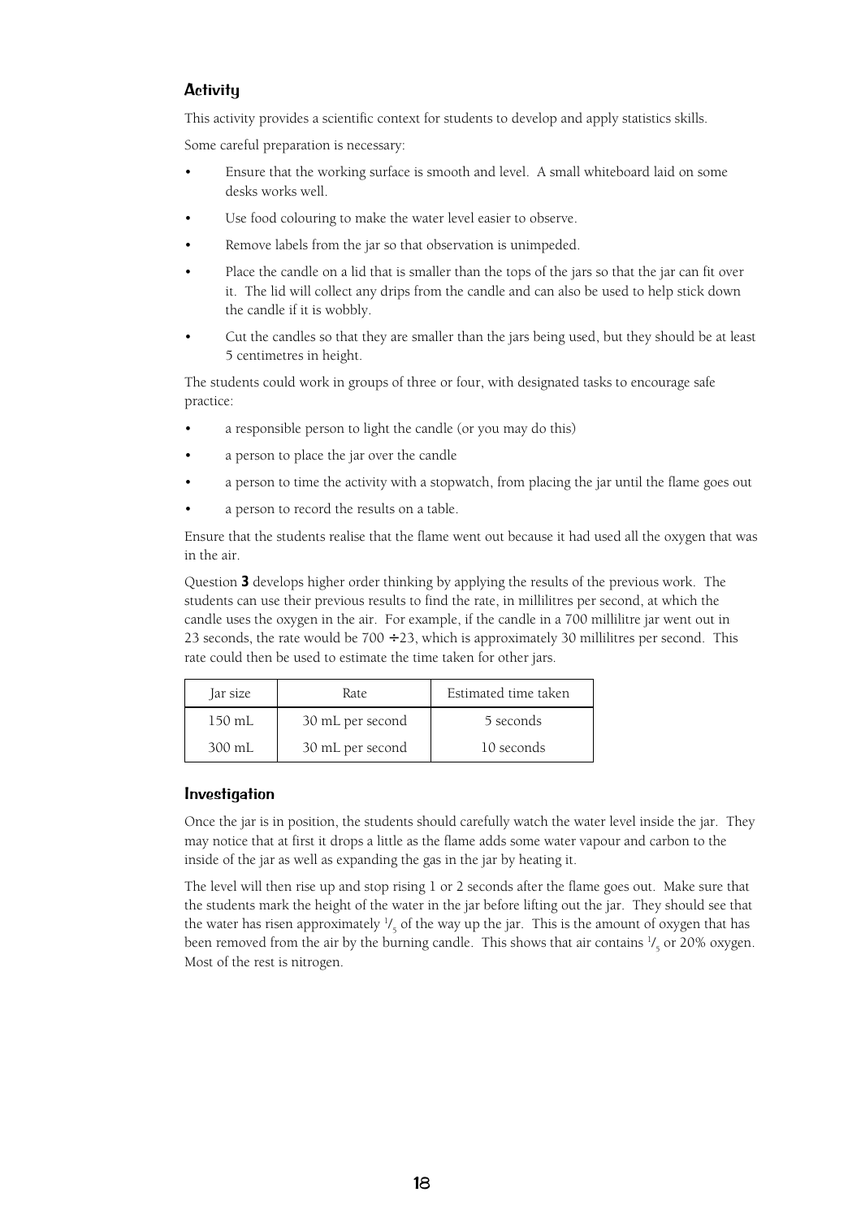## Activity

This activity provides a scientific context for students to develop and apply statistics skills.

Some careful preparation is necessary:

- Ensure that the working surface is smooth and level. A small whiteboard laid on some desks works well.
- Use food colouring to make the water level easier to observe.
- Remove labels from the jar so that observation is unimpeded.
- Place the candle on a lid that is smaller than the tops of the jars so that the jar can fit over it. The lid will collect any drips from the candle and can also be used to help stick down the candle if it is wobbly.
- Cut the candles so that they are smaller than the jars being used, but they should be at least 5 centimetres in height.

The students could work in groups of three or four, with designated tasks to encourage safe practice:

- a responsible person to light the candle (or you may do this)
- a person to place the jar over the candle
- a person to time the activity with a stopwatch, from placing the jar until the flame goes out
- a person to record the results on a table.

Ensure that the students realise that the flame went out because it had used all the oxygen that was in the air.

Question **3** develops higher order thinking by applying the results of the previous work. The students can use their previous results to find the rate, in millilitres per second, at which the candle uses the oxygen in the air. For example, if the candle in a 700 millilitre jar went out in 23 seconds, the rate would be $700 \div 23$, which is approximately 30 millilitres per second. This rate could then be used to estimate the time taken for other jars.

| Jar size | Rate | Estimated time taken |
|---|---|---|
| 150 mL | 30 mL per second | 5 seconds |
| 300 mL | 30 mL per second | 10 seconds |

## Investigation

Once the jar is in position, the students should carefully watch the water level inside the jar. They may notice that at first it drops a little as the flame adds some water vapour and carbon to the inside of the jar as well as expanding the gas in the jar by heating it.

The level will then rise up and stop rising 1 or 2 seconds after the flame goes out. Make sure that the students mark the height of the water in the jar before lifting out the jar. They should see that the water has risen approximately $\frac{1}{5}$ of the way up the jar. This is the amount of oxygen that has been removed from the air by the burning candle. This shows that air contains $\frac{1}{5}$ or 20% oxygen. Most of the rest is nitrogen.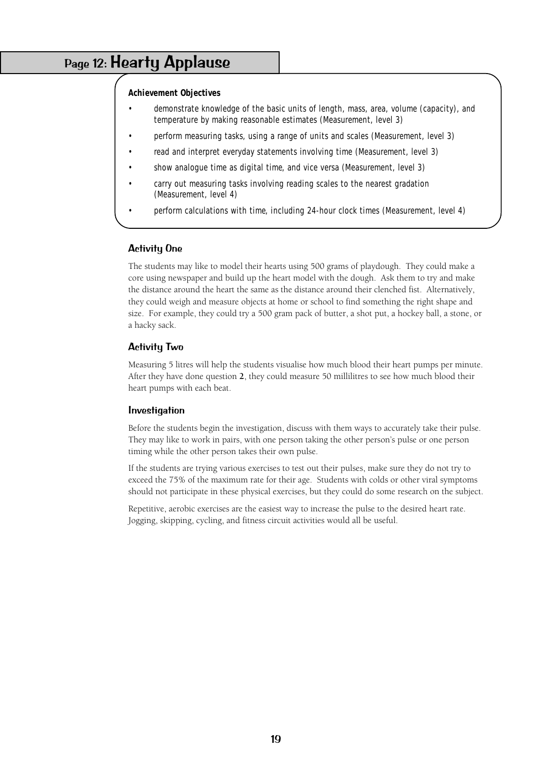# Page 12: Hearty Applause

**Achievement Objectives**

- demonstrate knowledge of the basic units of length, mass, area, volume (capacity), and temperature by making reasonable estimates (Measurement, level 3)
- perform measuring tasks, using a range of units and scales (Measurement, level 3)
- read and interpret everyday statements involving time (Measurement, level 3)
- show analogue time as digital time, and vice versa (Measurement, level 3)
- carry out measuring tasks involving reading scales to the nearest gradation (Measurement, level 4)
- perform calculations with time, including 24-hour clock times (Measurement, level 4)

## Activity One

The students may like to model their hearts using 500 grams of playdough. They could make a core using newspaper and build up the heart model with the dough. Ask them to try and make the distance around the heart the same as the distance around their clenched fist. Alternatively, they could weigh and measure objects at home or school to find something the right shape and size. For example, they could try a 500 gram pack of butter, a shot put, a hockey ball, a stone, or a hacky sack.

## Activity Two

Measuring 5 litres will help the students visualise how much blood their heart pumps per minute. After they have done question **2**, they could measure 50 millilitres to see how much blood their heart pumps with each beat.

## Investigation

Before the students begin the investigation, discuss with them ways to accurately take their pulse. They may like to work in pairs, with one person taking the other person's pulse or one person timing while the other person takes their own pulse.

If the students are trying various exercises to test out their pulses, make sure they do not try to exceed the 75% of the maximum rate for their age. Students with colds or other viral symptoms should not participate in these physical exercises, but they could do some research on the subject.

Repetitive, aerobic exercises are the easiest way to increase the pulse to the desired heart rate. Jogging, skipping, cycling, and fitness circuit activities would all be useful.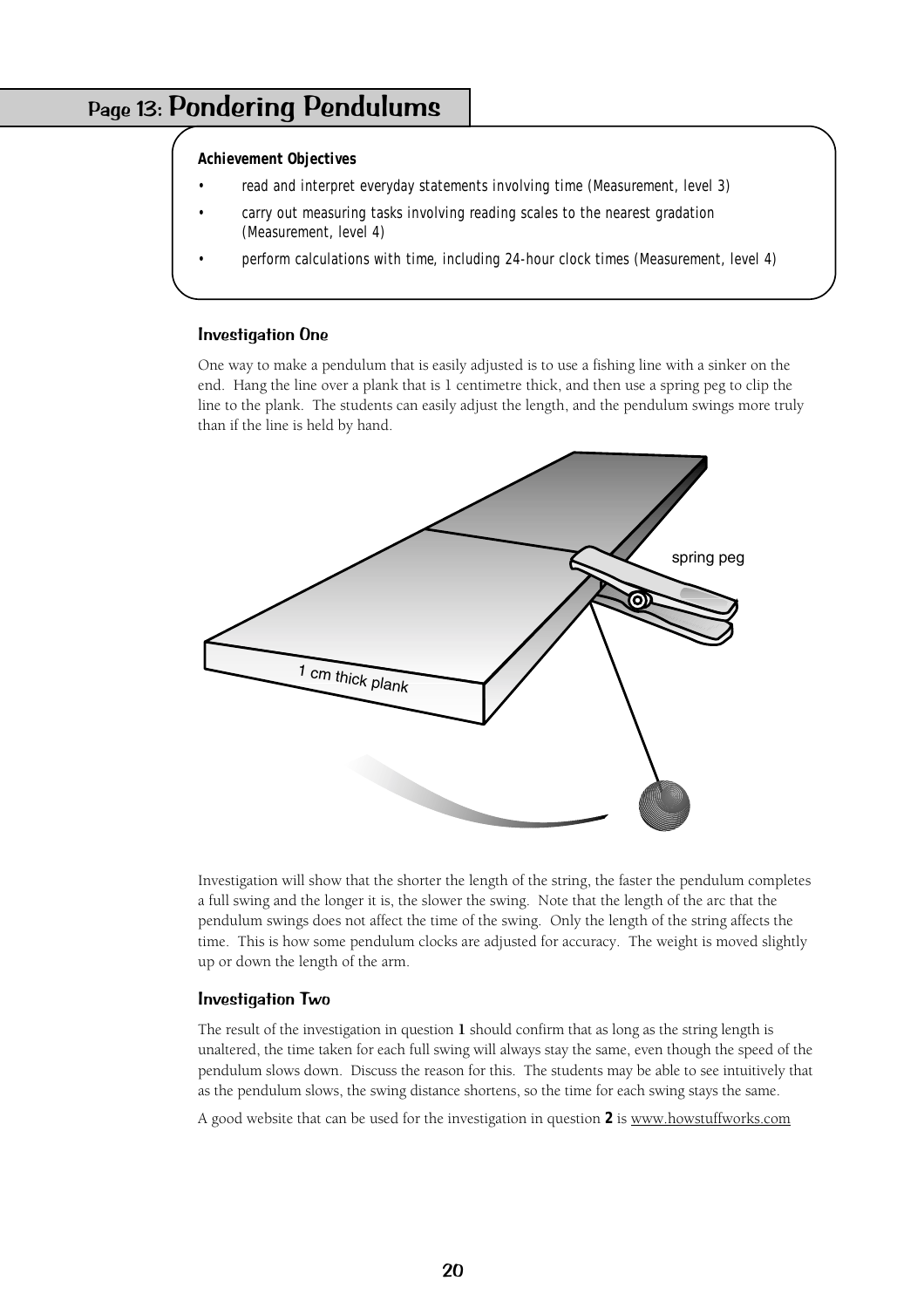## Page 13: Pondering Pendulums

**Achievement Objectives**

- read and interpret everyday statements involving time (Measurement, level 3)
- carry out measuring tasks involving reading scales to the nearest gradation (Measurement, level 4)
- perform calculations with time, including 24-hour clock times (Measurement, level 4)

### Investigation One

One way to make a pendulum that is easily adjusted is to use a fishing line with a sinker on the end. Hang the line over a plank that is 1 centimetre thick, and then use a spring peg to clip the line to the plank. The students can easily adjust the length, and the pendulum swings more truly than if the line is held by hand.

spring peg

1 cm thick plank

Investigation will show that the shorter the length of the string, the faster the pendulum completes a full swing and the longer it is, the slower the swing. Note that the length of the arc that the pendulum swings does not affect the time of the swing. Only the length of the string affects the time. This is how some pendulum clocks are adjusted for accuracy. The weight is moved slightly up or down the length of the arm.

### Investigation Two

The result of the investigation in question **1** should confirm that as long as the string length is unaltered, the time taken for each full swing will always stay the same, even though the speed of the pendulum slows down. Discuss the reason for this. The students may be able to see intuitively that as the pendulum slows, the swing distance shortens, so the time for each swing stays the same.

A good website that can be used for the investigation in question **2** is www.howstuffworks.com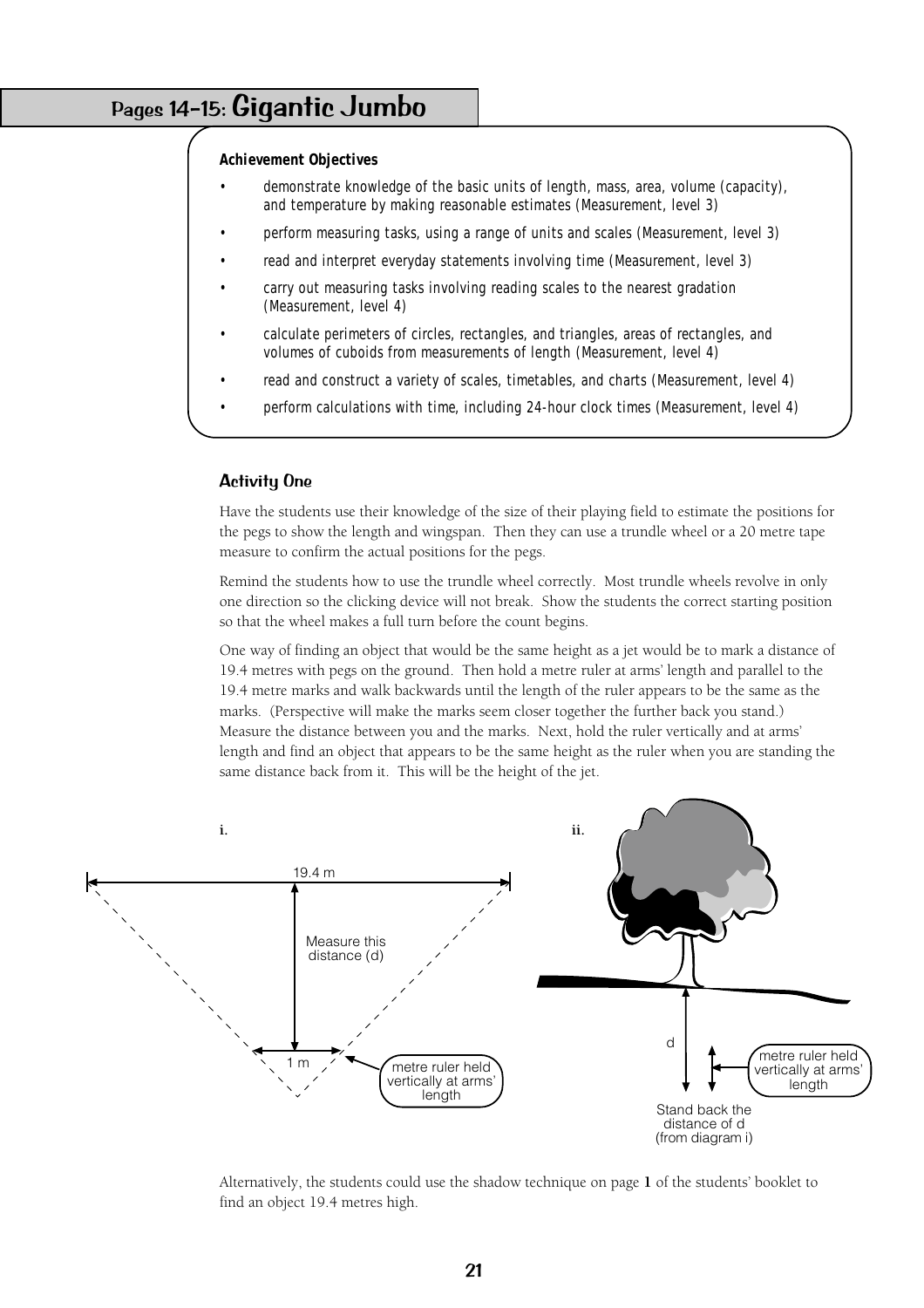# Pages 14–15: Gigantic Jumbo

**Achievement Objectives**

- demonstrate knowledge of the basic units of length, mass, area, volume (capacity), and temperature by making reasonable estimates (Measurement, level 3)
- perform measuring tasks, using a range of units and scales (Measurement, level 3)
- read and interpret everyday statements involving time (Measurement, level 3)
- carry out measuring tasks involving reading scales to the nearest gradation (Measurement, level 4)
- calculate perimeters of circles, rectangles, and triangles, areas of rectangles, and volumes of cuboids from measurements of length (Measurement, level 4)
- read and construct a variety of scales, timetables, and charts (Measurement, level 4)
- perform calculations with time, including 24-hour clock times (Measurement, level 4)

## Activity One

Have the students use their knowledge of the size of their playing field to estimate the positions for the pegs to show the length and wingspan. Then they can use a trundle wheel or a 20 metre tape measure to confirm the actual positions for the pegs.

Remind the students how to use the trundle wheel correctly. Most trundle wheels revolve in only one direction so the clicking device will not break. Show the students the correct starting position so that the wheel makes a full turn before the count begins.

One way of finding an object that would be the same height as a jet would be to mark a distance of 19.4 metres with pegs on the ground. Then hold a metre ruler at arms' length and parallel to the 19.4 metre marks and walk backwards until the length of the ruler appears to be the same as the marks. (Perspective will make the marks seem closer together the further back you stand.) Measure the distance between you and the marks. Next, hold the ruler vertically and at arms' length and find an object that appears to be the same height as the ruler when you are standing the same distance back from it. This will be the height of the jet.

**i.**

19.4 m

Measure this distance (d)

1 m

metre ruler held vertically at arms' length

**ii.**

d

metre ruler held vertically at arms' length

Stand back the distance of d (from diagram i)

Alternatively, the students could use the shadow technique on page **1** of the students' booklet to find an object 19.4 metres high.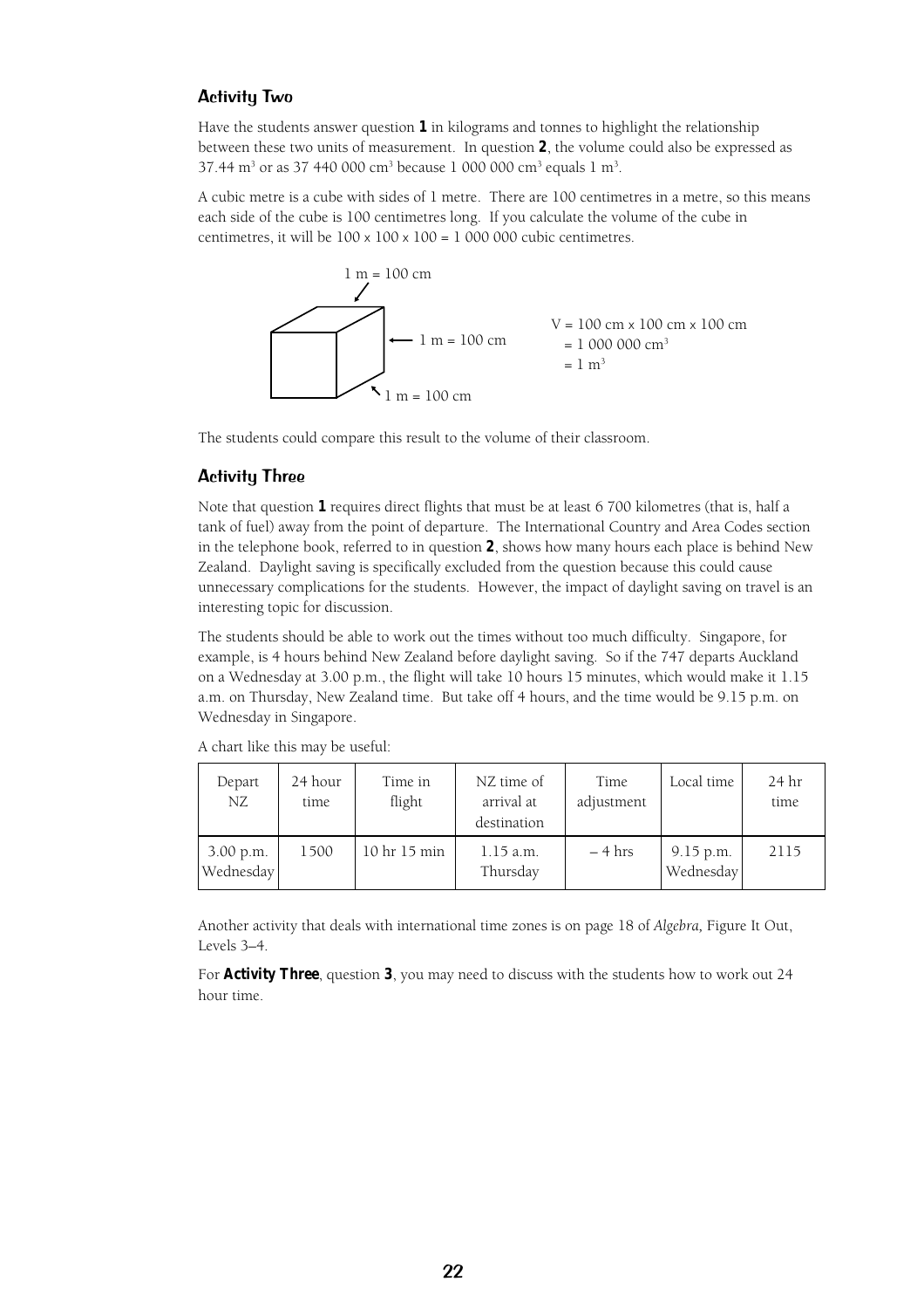## Activity Two

Have the students answer question **1** in kilograms and tonnes to highlight the relationship between these two units of measurement. In question **2**, the volume could also be expressed as 37.44 $m^3$ or as 37 440 000 $cm^3$ because 1 000 000 $cm^3$ equals 1 $m^3$.

A cubic metre is a cube with sides of 1 metre. There are 100 centimetres in a metre, so this means each side of the cube is 100 centimetres long. If you calculate the volume of the cube in centimetres, it will be 100 x 100 x 100 = 1 000 000 cubic centimetres.

1 m = 100 cm

1 m = 100 cm

1 m = 100 cm

V = 100 cm x 100 cm x 100 cm
= 1 000 000 $cm^3$
= 1 $m^3$

The students could compare this result to the volume of their classroom.

## Activity Three

Note that question **1** requires direct flights that must be at least 6 700 kilometres (that is, half a tank of fuel) away from the point of departure. The International Country and Area Codes section in the telephone book, referred to in question **2**, shows how many hours each place is behind New Zealand. Daylight saving is specifically excluded from the question because this could cause unnecessary complications for the students. However, the impact of daylight saving on travel is an interesting topic for discussion.

The students should be able to work out the times without too much difficulty. Singapore, for example, is 4 hours behind New Zealand before daylight saving. So if the 747 departs Auckland on a Wednesday at 3.00 p.m., the flight will take 10 hours 15 minutes, which would make it 1.15 a.m. on Thursday, New Zealand time. But take off 4 hours, and the time would be 9.15 p.m. on Wednesday in Singapore.

A chart like this may be useful:

| Depart NZ | 24 hour time | Time in flight | NZ time of arrival at destination | Time adjustment | Local time | 24 hr time |
|---|---|---|---|---|---|---|
| 3.00 p.m. Wednesday | 1500 | 10 hr 15 min | 1.15 a.m. Thursday | – 4 hrs | 9.15 p.m. Wednesday | 2115 |

Another activity that deals with international time zones is on page 18 of *Algebra,* Figure It Out, Levels 3–4.

For **Activity Three**, question **3**, you may need to discuss with the students how to work out 24 hour time.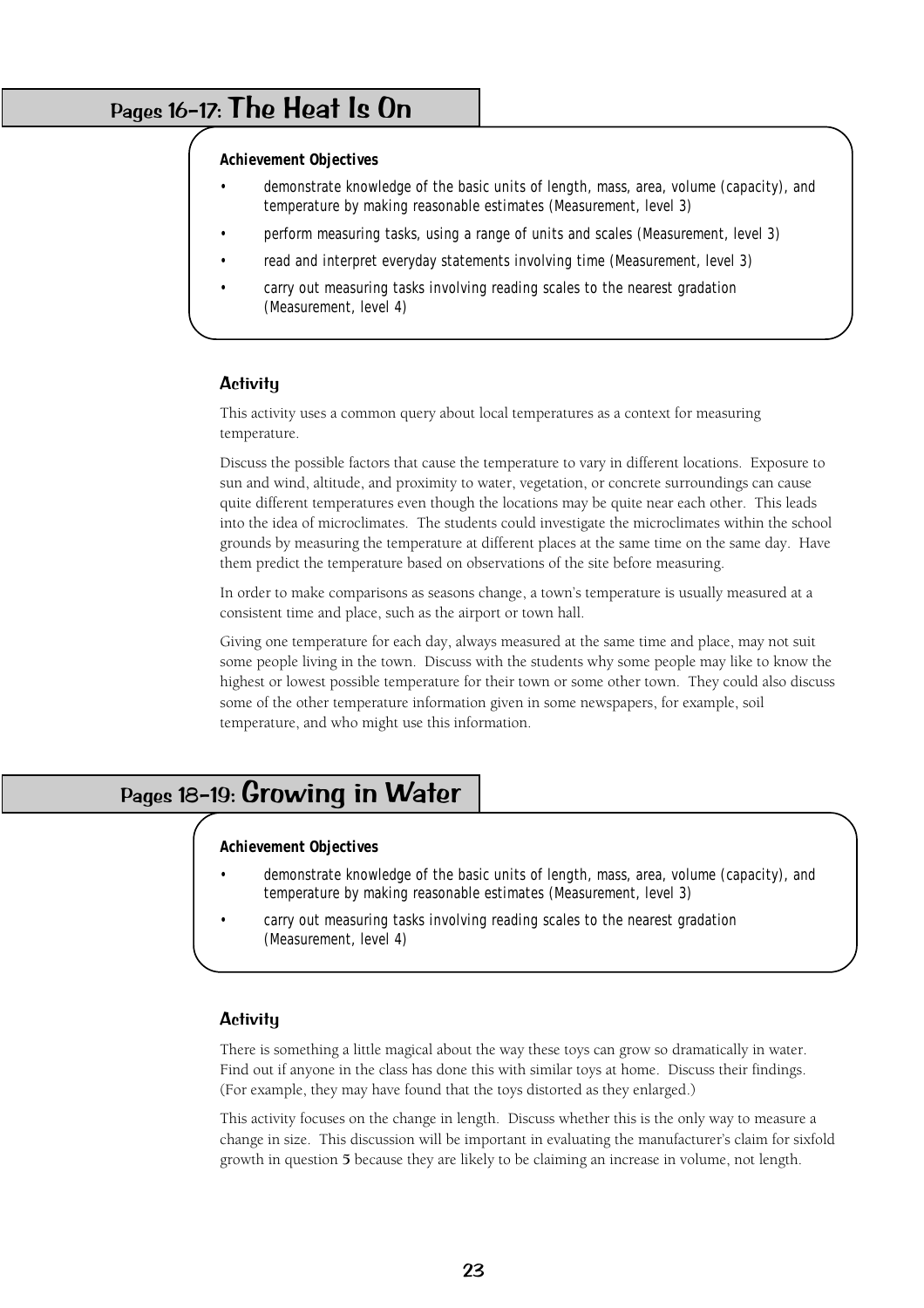## Pages 16–17: The Heat Is On

**Achievement Objectives**

- demonstrate knowledge of the basic units of length, mass, area, volume (capacity), and temperature by making reasonable estimates (Measurement, level 3)
- perform measuring tasks, using a range of units and scales (Measurement, level 3)
- read and interpret everyday statements involving time (Measurement, level 3)
- carry out measuring tasks involving reading scales to the nearest gradation (Measurement, level 4)

### Activity

This activity uses a common query about local temperatures as a context for measuring temperature.

Discuss the possible factors that cause the temperature to vary in different locations. Exposure to sun and wind, altitude, and proximity to water, vegetation, or concrete surroundings can cause quite different temperatures even though the locations may be quite near each other. This leads into the idea of microclimates. The students could investigate the microclimates within the school grounds by measuring the temperature at different places at the same time on the same day. Have them predict the temperature based on observations of the site before measuring.

In order to make comparisons as seasons change, a town's temperature is usually measured at a consistent time and place, such as the airport or town hall.

Giving one temperature for each day, always measured at the same time and place, may not suit some people living in the town. Discuss with the students why some people may like to know the highest or lowest possible temperature for their town or some other town. They could also discuss some of the other temperature information given in some newspapers, for example, soil temperature, and who might use this information.

## Pages 18–19: Growing in Water

**Achievement Objectives**

- demonstrate knowledge of the basic units of length, mass, area, volume (capacity), and temperature by making reasonable estimates (Measurement, level 3)
- carry out measuring tasks involving reading scales to the nearest gradation (Measurement, level 4)

### Activity

There is something a little magical about the way these toys can grow so dramatically in water. Find out if anyone in the class has done this with similar toys at home. Discuss their findings. (For example, they may have found that the toys distorted as they enlarged.)

This activity focuses on the change in length. Discuss whether this is the only way to measure a change in size. This discussion will be important in evaluating the manufacturer's claim for sixfold growth in question **5** because they are likely to be claiming an increase in volume, not length.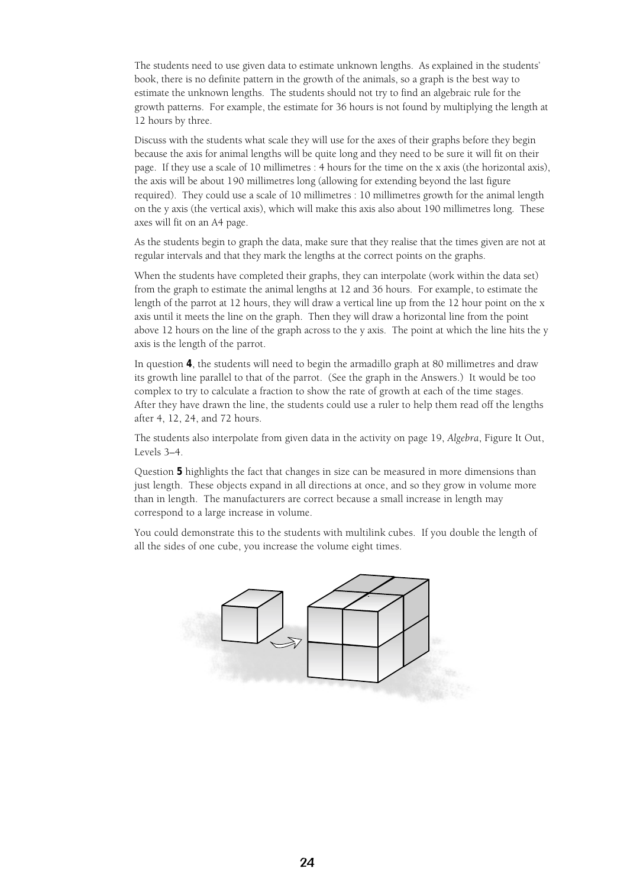The students need to use given data to estimate unknown lengths. As explained in the students' book, there is no definite pattern in the growth of the animals, so a graph is the best way to estimate the unknown lengths. The students should not try to find an algebraic rule for the growth patterns. For example, the estimate for 36 hours is not found by multiplying the length at 12 hours by three.

Discuss with the students what scale they will use for the axes of their graphs before they begin because the axis for animal lengths will be quite long and they need to be sure it will fit on their page. If they use a scale of 10 millimetres : 4 hours for the time on the x axis (the horizontal axis), the axis will be about 190 millimetres long (allowing for extending beyond the last figure required). They could use a scale of 10 millimetres : 10 millimetres growth for the animal length on the y axis (the vertical axis), which will make this axis also about 190 millimetres long. These axes will fit on an A4 page.

As the students begin to graph the data, make sure that they realise that the times given are not at regular intervals and that they mark the lengths at the correct points on the graphs.

When the students have completed their graphs, they can interpolate (work within the data set) from the graph to estimate the animal lengths at 12 and 36 hours. For example, to estimate the length of the parrot at 12 hours, they will draw a vertical line up from the 12 hour point on the x axis until it meets the line on the graph. Then they will draw a horizontal line from the point above 12 hours on the line of the graph across to the y axis. The point at which the line hits the y axis is the length of the parrot.

In question **4**, the students will need to begin the armadillo graph at 80 millimetres and draw its growth line parallel to that of the parrot. (See the graph in the Answers.) It would be too complex to try to calculate a fraction to show the rate of growth at each of the time stages. After they have drawn the line, the students could use a ruler to help them read off the lengths after 4, 12, 24, and 72 hours.

The students also interpolate from given data in the activity on page 19, *Algebra*, Figure It Out, Levels 3–4.

Question **5** highlights the fact that changes in size can be measured in more dimensions than just length. These objects expand in all directions at once, and so they grow in volume more than in length. The manufacturers are correct because a small increase in length may correspond to a large increase in volume.

You could demonstrate this to the students with multilink cubes. If you double the length of all the sides of one cube, you increase the volume eight times.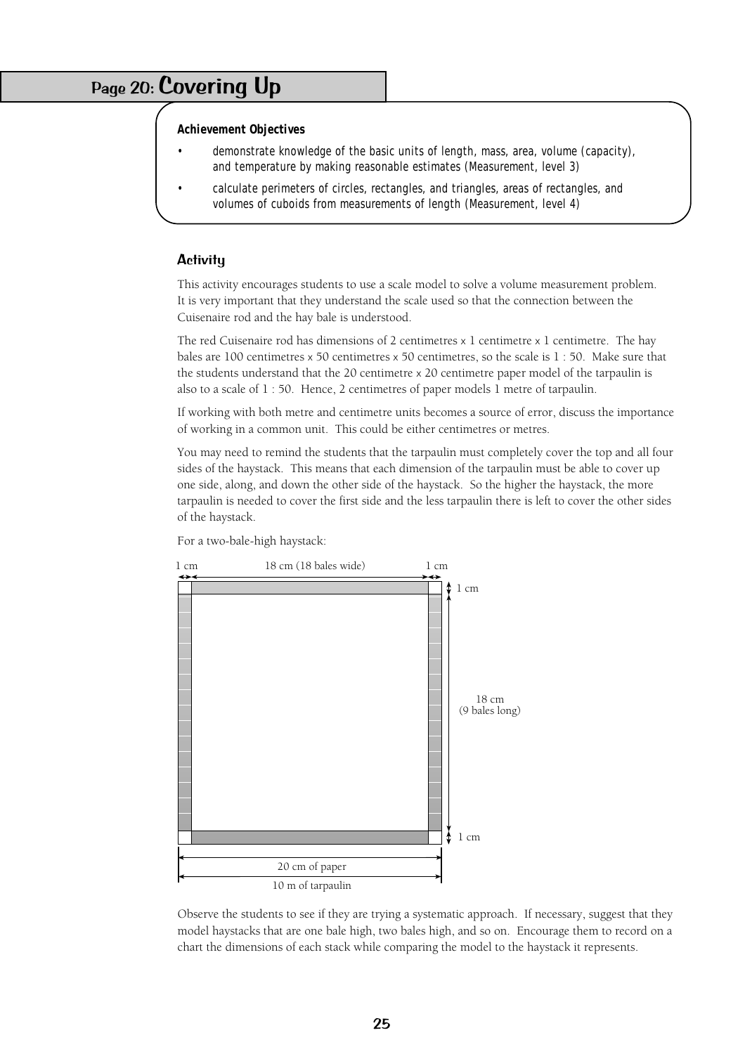# Page 20: Covering Up

**Achievement Objectives**

- demonstrate knowledge of the basic units of length, mass, area, volume (capacity), and temperature by making reasonable estimates (Measurement, level 3)
- calculate perimeters of circles, rectangles, and triangles, areas of rectangles, and volumes of cuboids from measurements of length (Measurement, level 4)

## Activity

This activity encourages students to use a scale model to solve a volume measurement problem. It is very important that they understand the scale used so that the connection between the Cuisenaire rod and the hay bale is understood.

The red Cuisenaire rod has dimensions of 2 centimetres x 1 centimetre x 1 centimetre. The hay bales are 100 centimetres x 50 centimetres x 50 centimetres, so the scale is 1 : 50. Make sure that the students understand that the 20 centimetre x 20 centimetre paper model of the tarpaulin is also to a scale of 1 : 50. Hence, 2 centimetres of paper models 1 metre of tarpaulin.

If working with both metre and centimetre units becomes a source of error, discuss the importance of working in a common unit. This could be either centimetres or metres.

You may need to remind the students that the tarpaulin must completely cover the top and all four sides of the haystack. This means that each dimension of the tarpaulin must be able to cover up one side, along, and down the other side of the haystack. So the higher the haystack, the more tarpaulin is needed to cover the first side and the less tarpaulin there is left to cover the other sides of the haystack.

For a two-bale-high haystack:

1 cm | 18 cm (18 bales wide) | 1 cm

1 cm

18 cm
(9 bales long)

1 cm

20 cm of paper

10 m of tarpaulin

Observe the students to see if they are trying a systematic approach. If necessary, suggest that they model haystacks that are one bale high, two bales high, and so on. Encourage them to record on a chart the dimensions of each stack while comparing the model to the haystack it represents.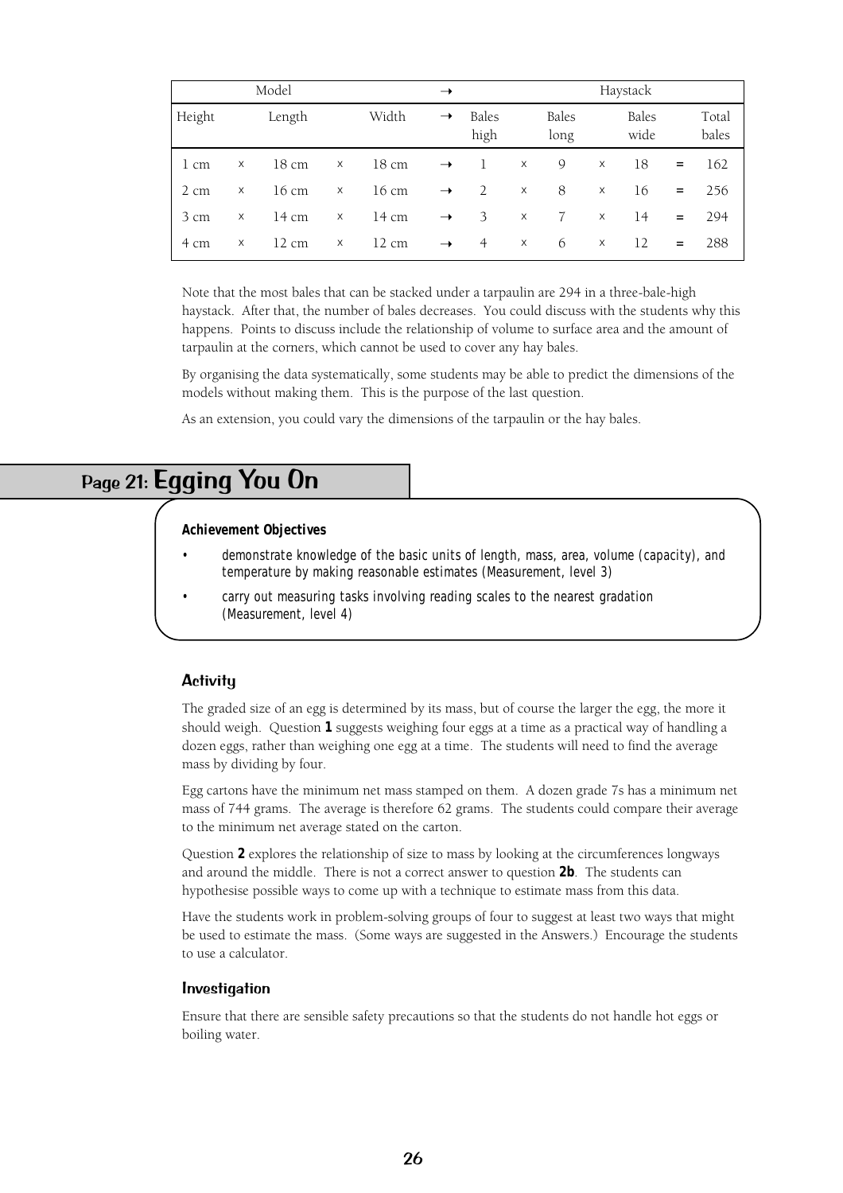| Model | | | | | → | Haystack | | | | | | |
|---|---|---|---|---|---|---|---|---|---|---|---|---|
| Height | | Length | | Width | → | Bales high | | Bales long | | Bales wide | | Total bales |
| 1 cm | × | 18 cm | × | 18 cm | → | 1 | × | 9 | × | 18 | = | 162 |
| 2 cm | × | 16 cm | × | 16 cm | → | 2 | × | 8 | × | 16 | = | 256 |
| 3 cm | × | 14 cm | × | 14 cm | → | 3 | × | 7 | × | 14 | = | 294 |
| 4 cm | × | 12 cm | × | 12 cm | → | 4 | × | 6 | × | 12 | = | 288 |

Note that the most bales that can be stacked under a tarpaulin are 294 in a three-bale-high haystack. After that, the number of bales decreases. You could discuss with the students why this happens. Points to discuss include the relationship of volume to surface area and the amount of tarpaulin at the corners, which cannot be used to cover any hay bales.

By organising the data systematically, some students may be able to predict the dimensions of the models without making them. This is the purpose of the last question.

As an extension, you could vary the dimensions of the tarpaulin or the hay bales.

## Page 21: Egging You On

**Achievement Objectives**

- demonstrate knowledge of the basic units of length, mass, area, volume (capacity), and temperature by making reasonable estimates (Measurement, level 3)
- carry out measuring tasks involving reading scales to the nearest gradation (Measurement, level 4)

### Activity

The graded size of an egg is determined by its mass, but of course the larger the egg, the more it should weigh. Question **1** suggests weighing four eggs at a time as a practical way of handling a dozen eggs, rather than weighing one egg at a time. The students will need to find the average mass by dividing by four.

Egg cartons have the minimum net mass stamped on them. A dozen grade 7s has a minimum net mass of 744 grams. The average is therefore 62 grams. The students could compare their average to the minimum net average stated on the carton.

Question **2** explores the relationship of size to mass by looking at the circumferences longways and around the middle. There is not a correct answer to question **2b**. The students can hypothesise possible ways to come up with a technique to estimate mass from this data.

Have the students work in problem-solving groups of four to suggest at least two ways that might be used to estimate the mass. (Some ways are suggested in the Answers.) Encourage the students to use a calculator.

### Investigation

Ensure that there are sensible safety precautions so that the students do not handle hot eggs or boiling water.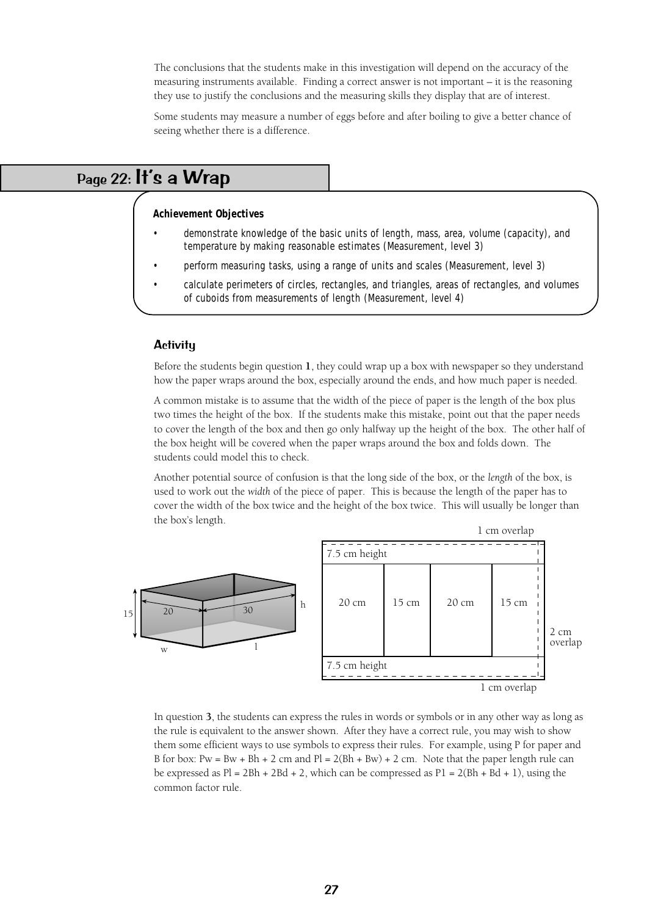The conclusions that the students make in this investigation will depend on the accuracy of the measuring instruments available. Finding a correct answer is not important – it is the reasoning they use to justify the conclusions and the measuring skills they display that are of interest.

Some students may measure a number of eggs before and after boiling to give a better chance of seeing whether there is a difference.

## Page 22: It's a Wrap

**Achievement Objectives**

- demonstrate knowledge of the basic units of length, mass, area, volume (capacity), and temperature by making reasonable estimates (Measurement, level 3)
- perform measuring tasks, using a range of units and scales (Measurement, level 3)
- calculate perimeters of circles, rectangles, and triangles, areas of rectangles, and volumes of cuboids from measurements of length (Measurement, level 4)

### Activity

Before the students begin question **1**, they could wrap up a box with newspaper so they understand how the paper wraps around the box, especially around the ends, and how much paper is needed.

A common mistake is to assume that the width of the piece of paper is the length of the box plus two times the height of the box. If the students make this mistake, point out that the paper needs to cover the length of the box and then go only halfway up the height of the box. The other half of the box height will be covered when the paper wraps around the box and folds down. The students could model this to check.

Another potential source of confusion is that the long side of the box, or the *length* of the box, is used to work out the *width* of the piece of paper. This is because the length of the paper has to cover the width of the box twice and the height of the box twice. This will usually be longer than the box's length.

15 20 30 h w l

1 cm overlap

7.5 cm height

20 cm | 15 cm | 20 cm | 15 cm

2 cm overlap

7.5 cm height

1 cm overlap

In question **3**, the students can express the rules in words or symbols or in any other way as long as the rule is equivalent to the answer shown. After they have a correct rule, you may wish to show them some efficient ways to use symbols to express their rules. For example, using P for paper and B for box: Pw = Bw + Bh + 2 cm and Pl = 2(Bh + Bw) + 2 cm. Note that the paper length rule can be expressed as Pl = 2Bh + 2Bd + 2, which can be compressed as P1 = 2(Bh + Bd + 1), using the common factor rule.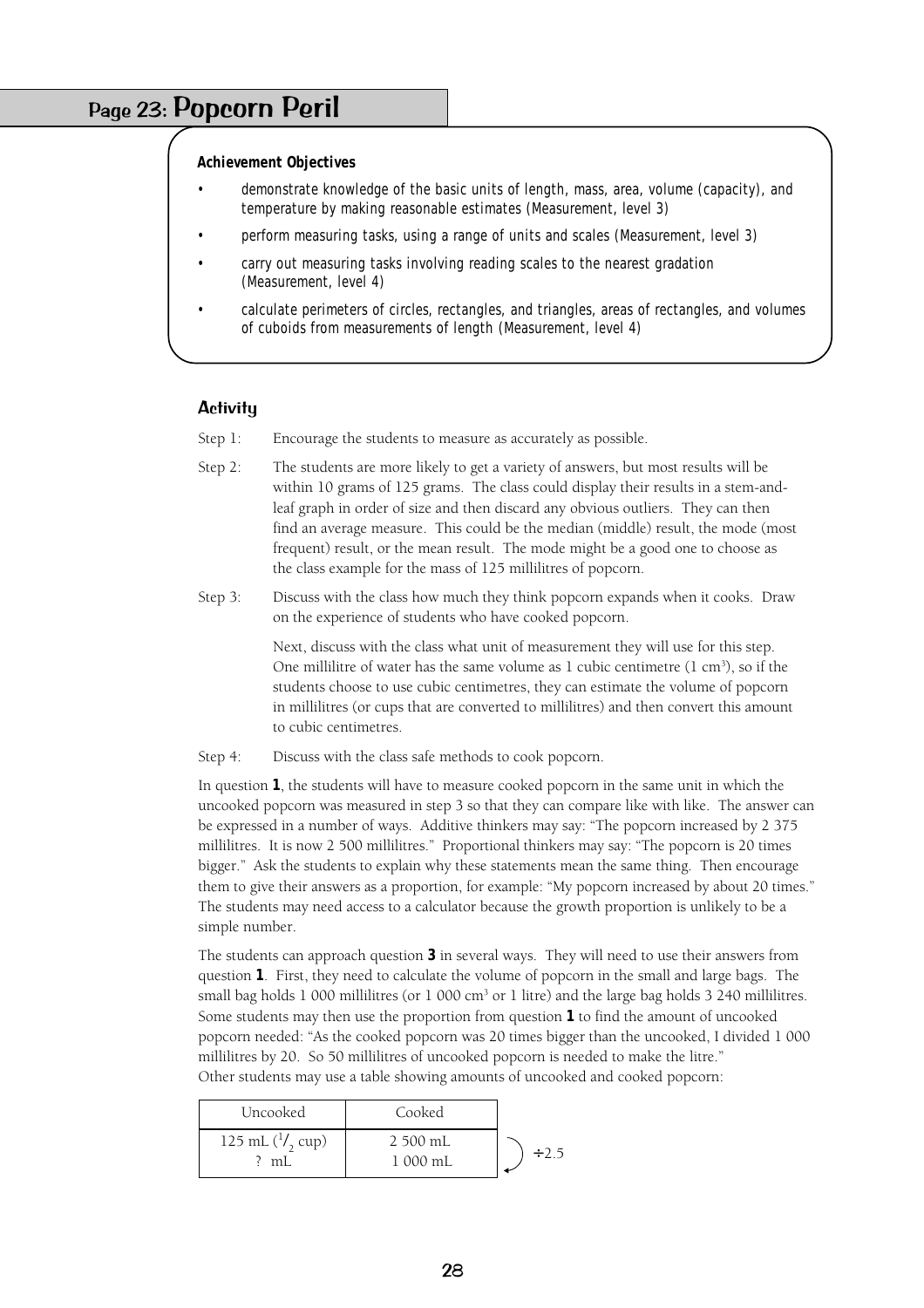## Page 23: Popcorn Peril

**Achievement Objectives**

- demonstrate knowledge of the basic units of length, mass, area, volume (capacity), and temperature by making reasonable estimates (Measurement, level 3)
- perform measuring tasks, using a range of units and scales (Measurement, level 3)
- carry out measuring tasks involving reading scales to the nearest gradation (Measurement, level 4)
- calculate perimeters of circles, rectangles, and triangles, areas of rectangles, and volumes of cuboids from measurements of length (Measurement, level 4)

### Activity

Step 1: Encourage the students to measure as accurately as possible.

Step 2: The students are more likely to get a variety of answers, but most results will be within 10 grams of 125 grams. The class could display their results in a stem-and-leaf graph in order of size and then discard any obvious outliers. They can then find an average measure. This could be the median (middle) result, the mode (most frequent) result, or the mean result. The mode might be a good one to choose as the class example for the mass of 125 millilitres of popcorn.

Step 3: Discuss with the class how much they think popcorn expands when it cooks. Draw on the experience of students who have cooked popcorn.

Next, discuss with the class what unit of measurement they will use for this step. One millilitre of water has the same volume as 1 cubic centimetre (1 $cm^3$), so if the students choose to use cubic centimetres, they can estimate the volume of popcorn in millilitres (or cups that are converted to millilitres) and then convert this amount to cubic centimetres.

Step 4: Discuss with the class safe methods to cook popcorn.

In question **1**, the students will have to measure cooked popcorn in the same unit in which the uncooked popcorn was measured in step 3 so that they can compare like with like. The answer can be expressed in a number of ways. Additive thinkers may say: "The popcorn increased by 2 375 millilitres. It is now 2 500 millilitres." Proportional thinkers may say: "The popcorn is 20 times bigger." Ask the students to explain why these statements mean the same thing. Then encourage them to give their answers as a proportion, for example: "My popcorn increased by about 20 times." The students may need access to a calculator because the growth proportion is unlikely to be a simple number.

The students can approach question **3** in several ways. They will need to use their answers from question **1**. First, they need to calculate the volume of popcorn in the small and large bags. The small bag holds 1 000 millilitres (or 1 000 $cm^3$ or 1 litre) and the large bag holds 3 240 millilitres. Some students may then use the proportion from question **1** to find the amount of uncooked popcorn needed: "As the cooked popcorn was 20 times bigger than the uncooked, I divided 1 000 millilitres by 20. So 50 millilitres of uncooked popcorn is needed to make the litre."
Other students may use a table showing amounts of uncooked and cooked popcorn:

| Uncooked | Cooked | |
|---|---|---|
| 125 mL ($^1/_2$ cup) | 2 500 mL | ÷2.5 |
| ? mL | 1 000 mL | |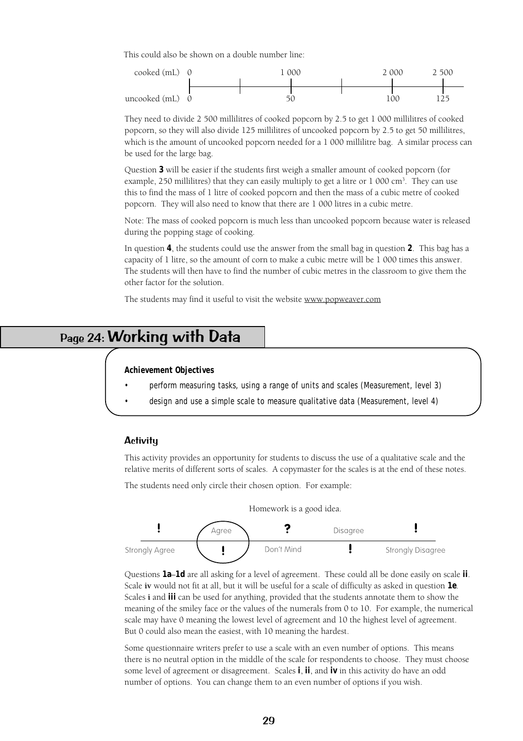This could also be shown on a double number line:

| cooked (mL) | 0 | | 1 000 | | 2 000 | 2 500 |
|---|---|---|---|---|---|---|
| uncooked (mL) | 0 | | 50 | | 100 | 125 |

They need to divide 2 500 millilitres of cooked popcorn by 2.5 to get 1 000 millilitres of cooked popcorn, so they will also divide 125 millilitres of uncooked popcorn by 2.5 to get 50 millilitres, which is the amount of uncooked popcorn needed for a 1 000 millilitre bag. A similar process can be used for the large bag.

Question **3** will be easier if the students first weigh a smaller amount of cooked popcorn (for example, 250 millilitres) that they can easily multiply to get a litre or 1 000 $cm^3$. They can use this to find the mass of 1 litre of cooked popcorn and then the mass of a cubic metre of cooked popcorn. They will also need to know that there are 1 000 litres in a cubic metre.

Note: The mass of cooked popcorn is much less than uncooked popcorn because water is released during the popping stage of cooking.

In question **4**, the students could use the answer from the small bag in question **2**. This bag has a capacity of 1 litre, so the amount of corn to make a cubic metre will be 1 000 times this answer. The students will then have to find the number of cubic metres in the classroom to give them the other factor for the solution.

The students may find it useful to visit the website www.popweaver.com

## Page 24: Working with Data

**Achievement Objectives**

- perform measuring tasks, using a range of units and scales (Measurement, level 3)
- design and use a simple scale to measure qualitative data (Measurement, level 4)

### Activity

This activity provides an opportunity for students to discuss the use of a qualitative scale and the relative merits of different sorts of scales. A copymaster for the scales is at the end of these notes.

The students need only circle their chosen option. For example:

Homework is a good idea.

Strongly Agree — Agree (circled) — Don't Mind — Disagree — Strongly Disagree

Questions **1a**–**1d** are all asking for a level of agreement. These could all be done easily on scale **ii**. Scale **iv** would not fit at all, but it will be useful for a scale of difficulty as asked in question **1e**. Scales **i** and **iii** can be used for anything, provided that the students annotate them to show the meaning of the smiley face or the values of the numerals from 0 to 10. For example, the numerical scale may have 0 meaning the lowest level of agreement and 10 the highest level of agreement. But 0 could also mean the easiest, with 10 meaning the hardest.

Some questionnaire writers prefer to use a scale with an even number of options. This means there is no neutral option in the middle of the scale for respondents to choose. They must choose some level of agreement or disagreement. Scales **i**, **ii**, and **iv** in this activity do have an odd number of options. You can change them to an even number of options if you wish.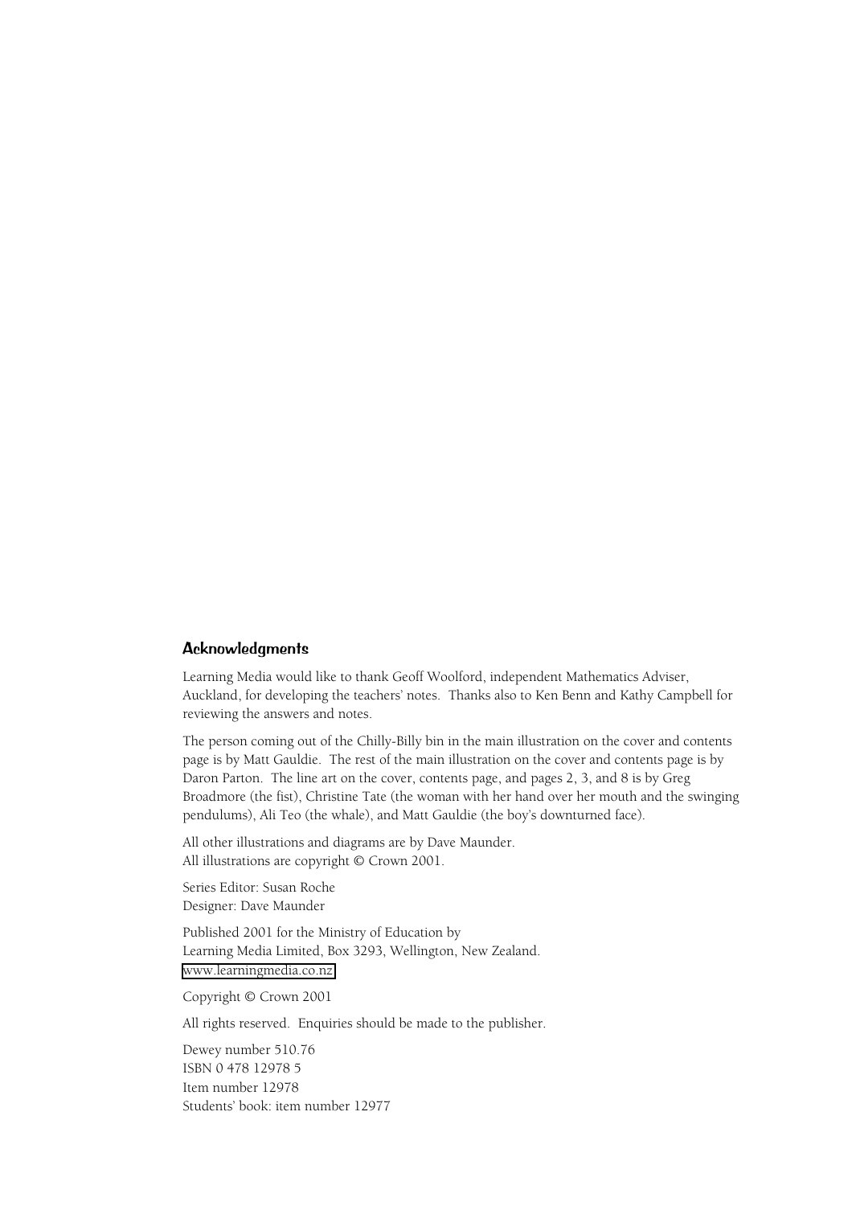## Acknowledgments

Learning Media would like to thank Geoff Woolford, independent Mathematics Adviser, Auckland, for developing the teachers' notes. Thanks also to Ken Benn and Kathy Campbell for reviewing the answers and notes.

The person coming out of the Chilly-Billy bin in the main illustration on the cover and contents page is by Matt Gauldie. The rest of the main illustration on the cover and contents page is by Daron Parton. The line art on the cover, contents page, and pages 2, 3, and 8 is by Greg Broadmore (the fist), Christine Tate (the woman with her hand over her mouth and the swinging pendulums), Ali Teo (the whale), and Matt Gauldie (the boy's downturned face).

All other illustrations and diagrams are by Dave Maunder.
All illustrations are copyright © Crown 2001.

Series Editor: Susan Roche
Designer: Dave Maunder

Published 2001 for the Ministry of Education by
Learning Media Limited, Box 3293, Wellington, New Zealand.
www.learningmedia.co.nz

Copyright © Crown 2001

All rights reserved. Enquiries should be made to the publisher.

Dewey number 510.76
ISBN 0 478 12978 5
Item number 12978
Students' book: item number 12977